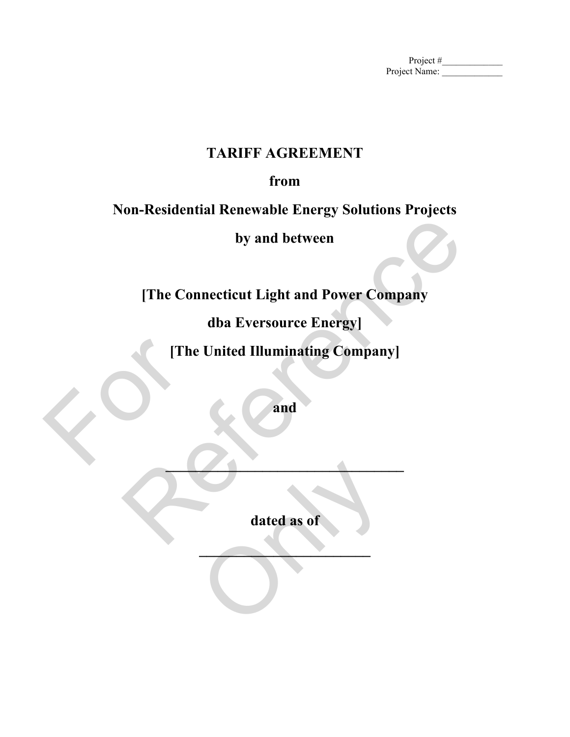Project #\_\_\_\_\_\_\_\_\_\_\_\_\_
Project Name: \_\_\_\_\_\_\_\_\_\_\_\_\_

# TARIFF AGREEMENT

## from

## Non-Residential Renewable Energy Solutions Projects

## by and between

## [The Connecticut Light and Power Company

## dba Eversource Energy]

## [The United Illuminating Company]

## and

## \_\_\_\_\_\_\_\_\_\_\_\_\_\_\_\_\_\_\_\_\_\_\_\_\_\_\_\_\_\_\_\_

## dated as of

## \_\_\_\_\_\_\_\_\_\_\_\_\_\_\_\_\_\_\_\_\_\_\_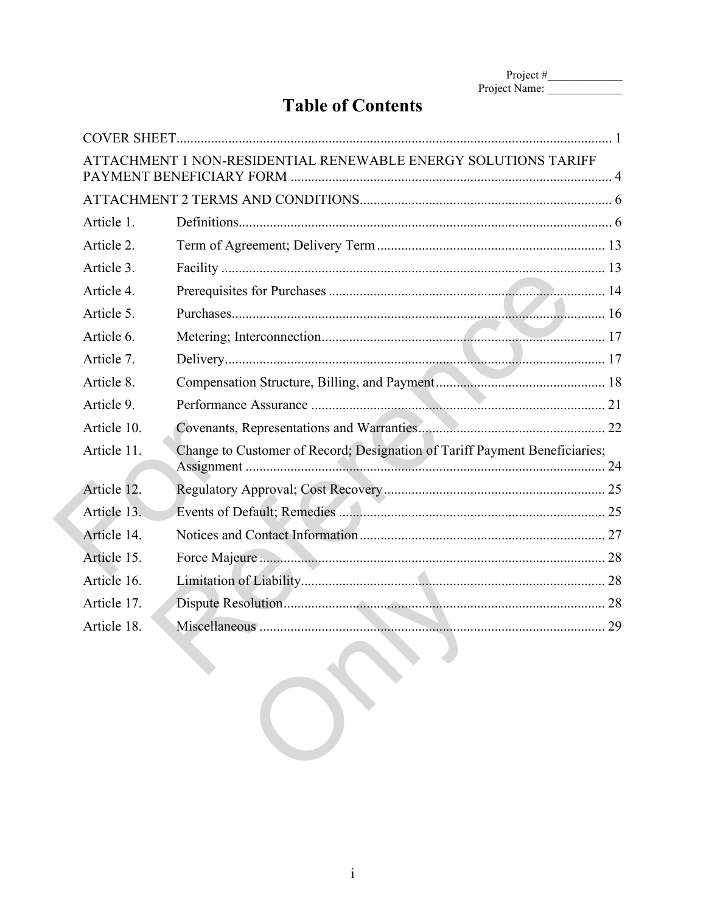Project #____________
Project Name: ____________

# Table of Contents

| | | |
|---|---|---|
| COVER SHEET | | 1 |
| ATTACHMENT 1 NON-RESIDENTIAL RENEWABLE ENERGY SOLUTIONS TARIFF PAYMENT BENEFICIARY FORM | | 4 |
| ATTACHMENT 2 TERMS AND CONDITIONS | | 6 |
| Article 1. | Definitions | 6 |
| Article 2. | Term of Agreement; Delivery Term | 13 |
| Article 3. | Facility | 13 |
| Article 4. | Prerequisites for Purchases | 14 |
| Article 5. | Purchases | 16 |
| Article 6. | Metering; Interconnection | 17 |
| Article 7. | Delivery | 17 |
| Article 8. | Compensation Structure, Billing, and Payment | 18 |
| Article 9. | Performance Assurance | 21 |
| Article 10. | Covenants, Representations and Warranties | 22 |
| Article 11. | Change to Customer of Record; Designation of Tariff Payment Beneficiaries; Assignment | 24 |
| Article 12. | Regulatory Approval; Cost Recovery | 25 |
| Article 13. | Events of Default; Remedies | 25 |
| Article 14. | Notices and Contact Information | 27 |
| Article 15. | Force Majeure | 28 |
| Article 16. | Limitation of Liability | 28 |
| Article 17. | Dispute Resolution | 28 |
| Article 18. | Miscellaneous | 29 |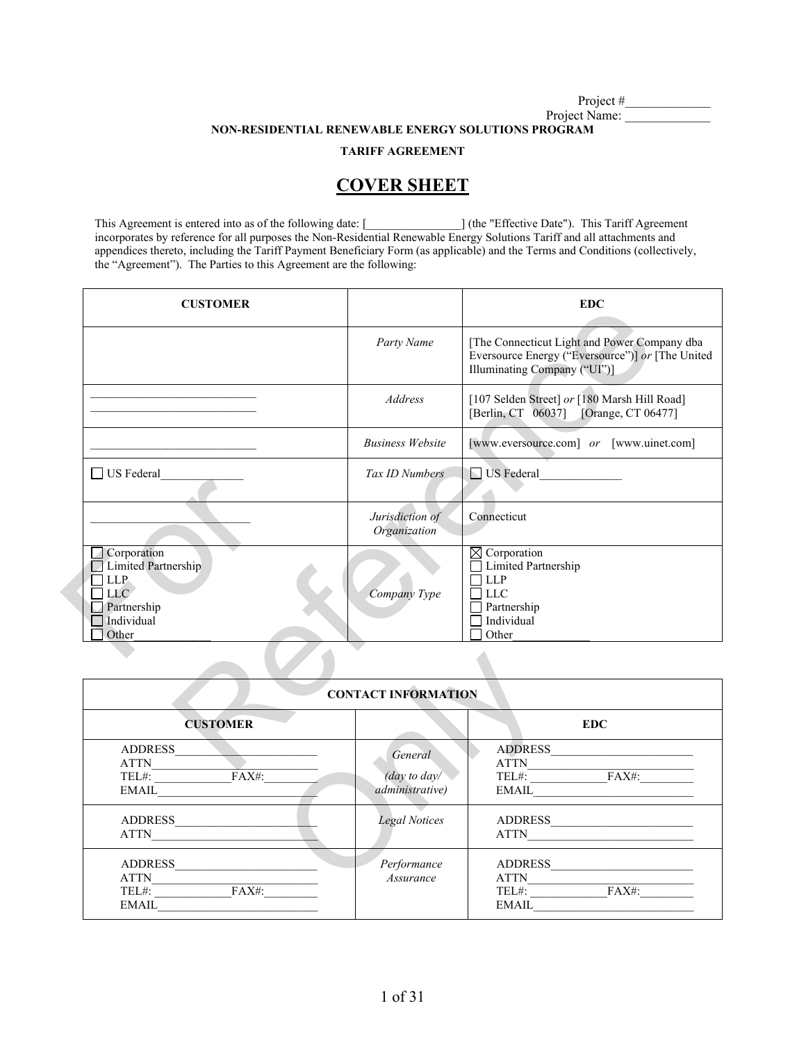Project #_____________
Project Name: _____________

**NON-RESIDENTIAL RENEWABLE ENERGY SOLUTIONS PROGRAM**

**TARIFF AGREEMENT**

# COVER SHEET

This Agreement is entered into as of the following date: [________________] (the "Effective Date"). This Tariff Agreement incorporates by reference for all purposes the Non-Residential Renewable Energy Solutions Tariff and all attachments and appendices thereto, including the Tariff Payment Beneficiary Form (as applicable) and the Terms and Conditions (collectively, the "Agreement"). The Parties to this Agreement are the following:

| CUSTOMER | | EDC |
|---|---|---|
| | *Party Name* | [The Connecticut Light and Power Company dba Eversource Energy ("Eversource")] *or* [The United Illuminating Company ("UI")] |
| ____________________________<br>____________________________ | *Address* | [107 Selden Street] *or* [180 Marsh Hill Road]<br>[Berlin, CT 06037] [Orange, CT 06477] |
| ____________________________ | *Business Website* | [www.eversource.com] *or* [www.uinet.com] |
| ☐ US Federal______________ | *Tax ID Numbers* | ☐ US Federal______________ |
| ___________________________ | *Jurisdiction of Organization* | Connecticut |
| ☐ Corporation<br>☐ Limited Partnership<br>☐ LLP<br>☐ LLC<br>☐ Partnership<br>☐ Individual<br>☐ Other_____________ | *Company Type* | ☒ Corporation<br>☐ Limited Partnership<br>☐ LLP<br>☐ LLC<br>☐ Partnership<br>☐ Individual<br>☐ Other_____________ |

| CONTACT INFORMATION | | |
|---|---|---|
| **CUSTOMER** | | **EDC** |
| ADDRESS________________________<br>ATTN____________________________<br>TEL#:_____________FAX#:_________<br>EMAIL__________________________ | *General*<br>*(day to day/ administrative)* | ADDRESS________________________<br>ATTN____________________________<br>TEL#:_____________FAX#:_________<br>EMAIL__________________________ |
| ADDRESS________________________<br>ATTN____________________________ | *Legal Notices* | ADDRESS________________________<br>ATTN____________________________ |
| ADDRESS________________________<br>ATTN____________________________<br>TEL#:_____________FAX#:_________<br>EMAIL__________________________ | *Performance Assurance* | ADDRESS________________________<br>ATTN____________________________<br>TEL#:_____________FAX#:_________<br>EMAIL__________________________ |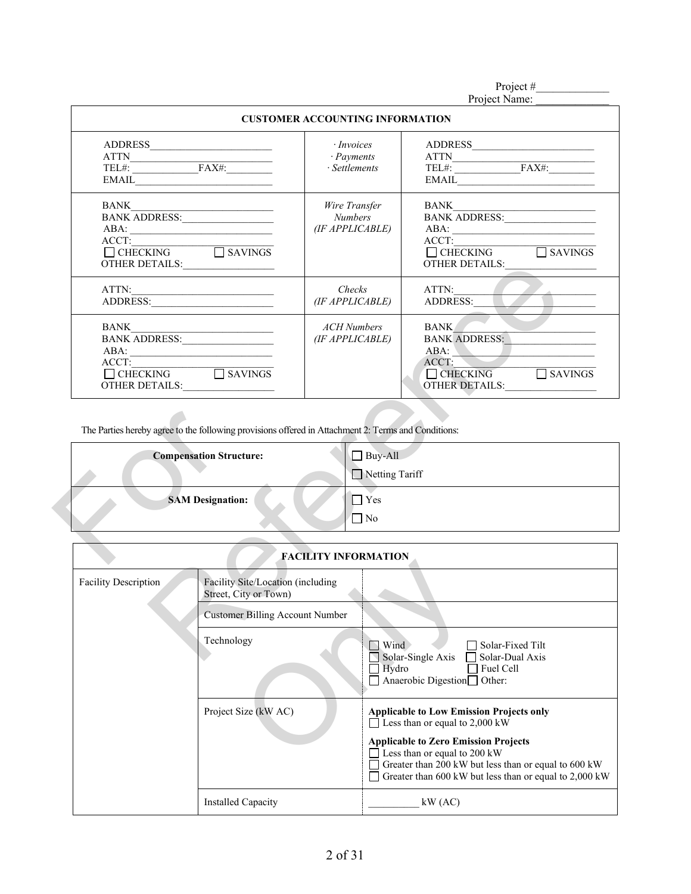Project #_____________
Project Name: _____________

| CUSTOMER ACCOUNTING INFORMATION | | |
|---|---|---|
| ADDRESS________________________<br>ATTN___________________________<br>TEL#: _____________FAX#:_________<br>EMAIL__________________________ | *· Invoices*<br>*· Payments*<br>*· Settlements* | ADDRESS________________________<br>ATTN___________________________<br>TEL#: _____________FAX#:_________<br>EMAIL__________________________ |
| BANK___________________________<br>BANK ADDRESS:_________________<br>ABA: ___________________________<br>ACCT:__________________________<br>☐ CHECKING ☐ SAVINGS<br>OTHER DETAILS:_________________ | *Wire Transfer Numbers (IF APPLICABLE)* | BANK___________________________<br>BANK ADDRESS:_________________<br>ABA: ___________________________<br>ACCT:__________________________<br>☐ CHECKING ☐ SAVINGS<br>OTHER DETAILS:_________________ |
| ATTN:__________________________<br>ADDRESS:_______________________ | *Checks (IF APPLICABLE)* | ATTN:__________________________<br>ADDRESS:_______________________ |
| BANK___________________________<br>BANK ADDRESS:_________________<br>ABA: ___________________________<br>ACCT:__________________________<br>☐ CHECKING ☐ SAVINGS<br>OTHER DETAILS:_________________ | *ACH Numbers (IF APPLICABLE)* | BANK___________________________<br>BANK ADDRESS:_________________<br>ABA: ___________________________<br>ACCT:__________________________<br>☐ CHECKING ☐ SAVINGS<br>OTHER DETAILS:_________________ |

The Parties hereby agree to the following provisions offered in Attachment 2: Terms and Conditions:

| **Compensation Structure:** | ☐ Buy-All<br>☐ Netting Tariff |
|---|---|
| **SAM Designation:** | ☐ Yes<br>☐ No |

| FACILITY INFORMATION | | |
|---|---|---|
| Facility Description | Facility Site/Location (including Street, City or Town) | |
| | Customer Billing Account Number | |
| | Technology | ☐ Wind ☐ Solar-Fixed Tilt<br>☐ Solar-Single Axis ☐ Solar-Dual Axis<br>☐ Hydro ☐ Fuel Cell<br>☐ Anaerobic Digestion ☐ Other: |
| | Project Size (kW AC) | **Applicable to Low Emission Projects only**<br>☐ Less than or equal to 2,000 kW<br>**Applicable to Zero Emission Projects**<br>☐ Less than or equal to 200 kW<br>☐ Greater than 200 kW but less than or equal to 600 kW<br>☐ Greater than 600 kW but less than or equal to 2,000 kW |
| | Installed Capacity | __________ kW (AC) |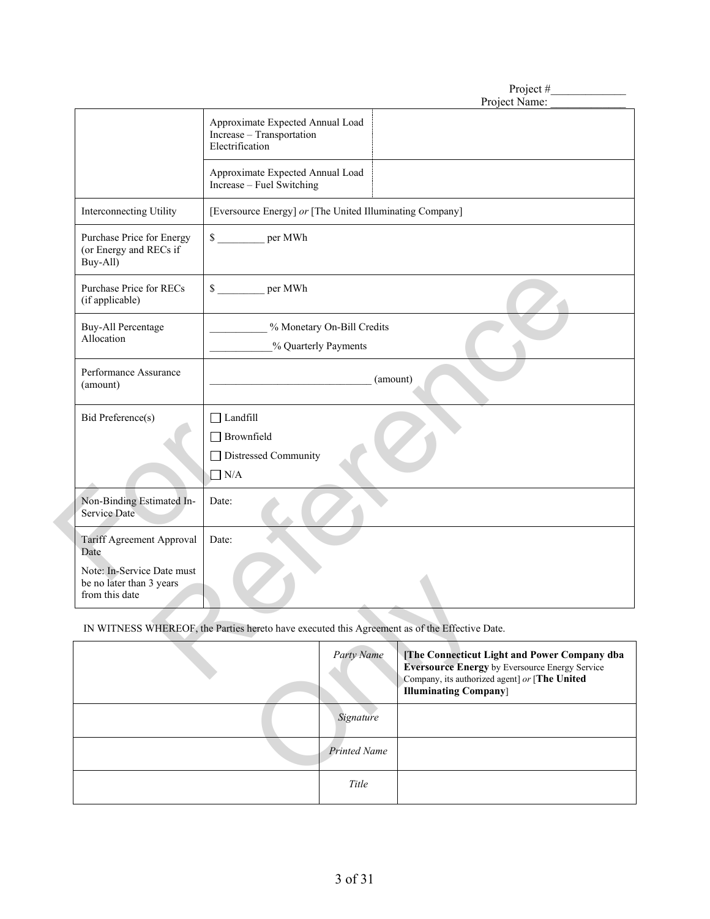Project #\_\_\_\_\_\_\_\_\_\_\_\_
Project Name: \_\_\_\_\_\_\_\_\_\_\_\_

| | | |
|---|---|---|
| | Approximate Expected Annual Load Increase – Transportation Electrification | |
| | Approximate Expected Annual Load Increase – Fuel Switching | |
| Interconnecting Utility | [Eversource Energy] *or* [The United Illuminating Company] | |
| Purchase Price for Energy (or Energy and RECs if Buy-All) | $ \_\_\_\_\_\_\_\_\_ per MWh | |
| Purchase Price for RECs (if applicable) | $ \_\_\_\_\_\_\_\_\_ per MWh | |
| Buy-All Percentage Allocation | \_\_\_\_\_\_\_\_\_\_\_ % Monetary On-Bill Credits<br>\_\_\_\_\_\_\_\_\_\_\_\_% Quarterly Payments | |
| Performance Assurance (amount) | \_\_\_\_\_\_\_\_\_\_\_\_\_\_\_\_\_\_\_\_\_\_\_\_\_\_\_\_\_\_ (amount) | |
| Bid Preference(s) | ☐ Landfill<br>☐ Brownfield<br>☐ Distressed Community<br>☐ N/A | |
| Non-Binding Estimated In-Service Date | Date: | |
| Tariff Agreement Approval Date<br>Note: In-Service Date must be no later than 3 years from this date | Date: | |

IN WITNESS WHEREOF, the Parties hereto have executed this Agreement as of the Effective Date.

| | | |
|---|---|---|
| | *Party Name* | **[The Connecticut Light and Power Company dba Eversource Energy** by Eversource Energy Service Company, its authorized agent] *or* [**The United Illuminating Company**] |
| | *Signature* | |
| | *Printed Name* | |
| | *Title* | |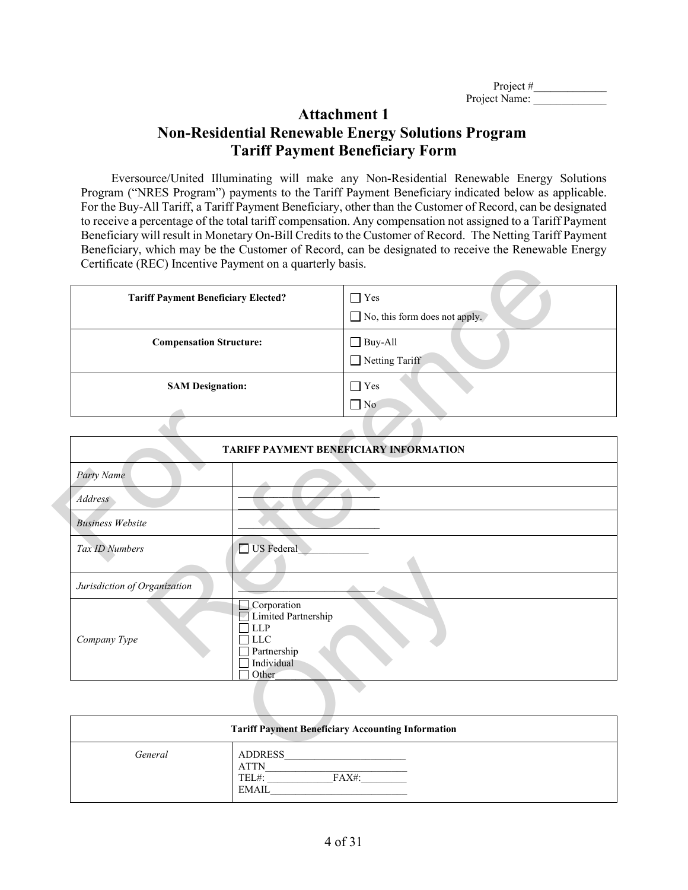Project #\_\_\_\_\_\_\_\_\_\_\_\_\_
Project Name: \_\_\_\_\_\_\_\_\_\_\_\_\_

# Attachment 1
# Non-Residential Renewable Energy Solutions Program
# Tariff Payment Beneficiary Form

Eversource/United Illuminating will make any Non-Residential Renewable Energy Solutions Program ("NRES Program") payments to the Tariff Payment Beneficiary indicated below as applicable. For the Buy-All Tariff, a Tariff Payment Beneficiary, other than the Customer of Record, can be designated to receive a percentage of the total tariff compensation. Any compensation not assigned to a Tariff Payment Beneficiary will result in Monetary On-Bill Credits to the Customer of Record. The Netting Tariff Payment Beneficiary, which may be the Customer of Record, can be designated to receive the Renewable Energy Certificate (REC) Incentive Payment on a quarterly basis.

| | |
|---|---|
| **Tariff Payment Beneficiary Elected?** | ☐ Yes<br>☐ No, this form does not apply. |
| **Compensation Structure:** | ☐ Buy-All<br>☐ Netting Tariff |
| **SAM Designation:** | ☐ Yes<br>☐ No |

| **TARIFF PAYMENT BENEFICIARY INFORMATION** | |
|---|---|
| *Party Name* | |
| *Address* | \_\_\_\_\_\_\_\_\_\_\_\_\_\_\_\_\_\_\_\_\_\_\_\_\_\_\_ |
| *Business Website* | \_\_\_\_\_\_\_\_\_\_\_\_\_\_\_\_\_\_\_\_\_\_\_\_\_\_\_ |
| *Tax ID Numbers* | ☐ US Federal\_\_\_\_\_\_\_\_\_\_\_\_\_ |
| *Jurisdiction of Organization* | \_\_\_\_\_\_\_\_\_\_\_\_\_\_\_\_\_\_\_\_\_\_\_\_\_\_\_ |
| *Company Type* | ☐ Corporation<br>☐ Limited Partnership<br>☐ LLP<br>☐ LLC<br>☐ Partnership<br>☐ Individual<br>☐ Other\_\_\_\_\_\_\_\_\_\_\_\_\_ |

| **Tariff Payment Beneficiary Accounting Information** | |
|---|---|
| *General* | ADDRESS\_\_\_\_\_\_\_\_\_\_\_\_\_\_\_\_\_\_\_\_\_\_\_\_<br>ATTN\_\_\_\_\_\_\_\_\_\_\_\_\_\_\_\_\_\_\_\_\_\_\_\_\_\_\_<br>TEL#: \_\_\_\_\_\_\_\_\_\_\_\_\_FAX#:\_\_\_\_\_\_\_\_\_<br>EMAIL\_\_\_\_\_\_\_\_\_\_\_\_\_\_\_\_\_\_\_\_\_\_\_\_\_\_ |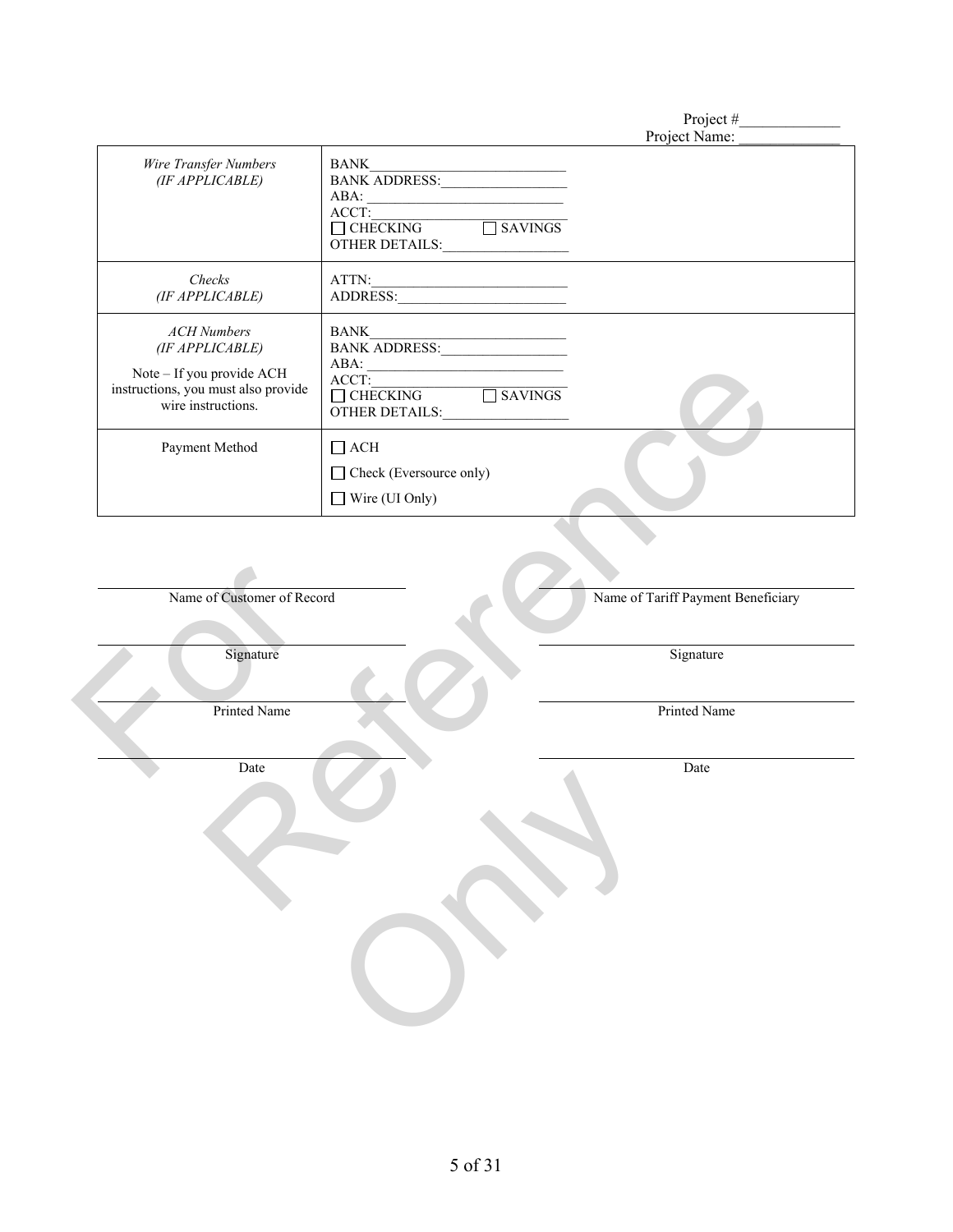Project #_____________
Project Name: _____________

| | |
|---|---|
| *Wire Transfer Numbers (IF APPLICABLE)* | BANK____________________________<br>BANK ADDRESS:__________________<br>ABA: ____________________________<br>ACCT:____________________________<br>☐ CHECKING ☐ SAVINGS<br>OTHER DETAILS:__________________ |
| *Checks (IF APPLICABLE)* | ATTN:____________________________<br>ADDRESS:________________________ |
| *ACH Numbers (IF APPLICABLE)*<br>Note – If you provide ACH instructions, you must also provide wire instructions. | BANK____________________________<br>BANK ADDRESS:__________________<br>ABA: ____________________________<br>ACCT:____________________________<br>☐ CHECKING ☐ SAVINGS<br>OTHER DETAILS:__________________ |
| Payment Method | ☐ ACH<br>☐ Check (Eversource only)<br>☐ Wire (UI Only) |

| | |
|---|---|
| ______________________________<br>Name of Customer of Record | ______________________________<br>Name of Tariff Payment Beneficiary |
| ______________________________<br>Signature | ______________________________<br>Signature |
| ______________________________<br>Printed Name | ______________________________<br>Printed Name |
| ______________________________<br>Date | ______________________________<br>Date |

For Reference Only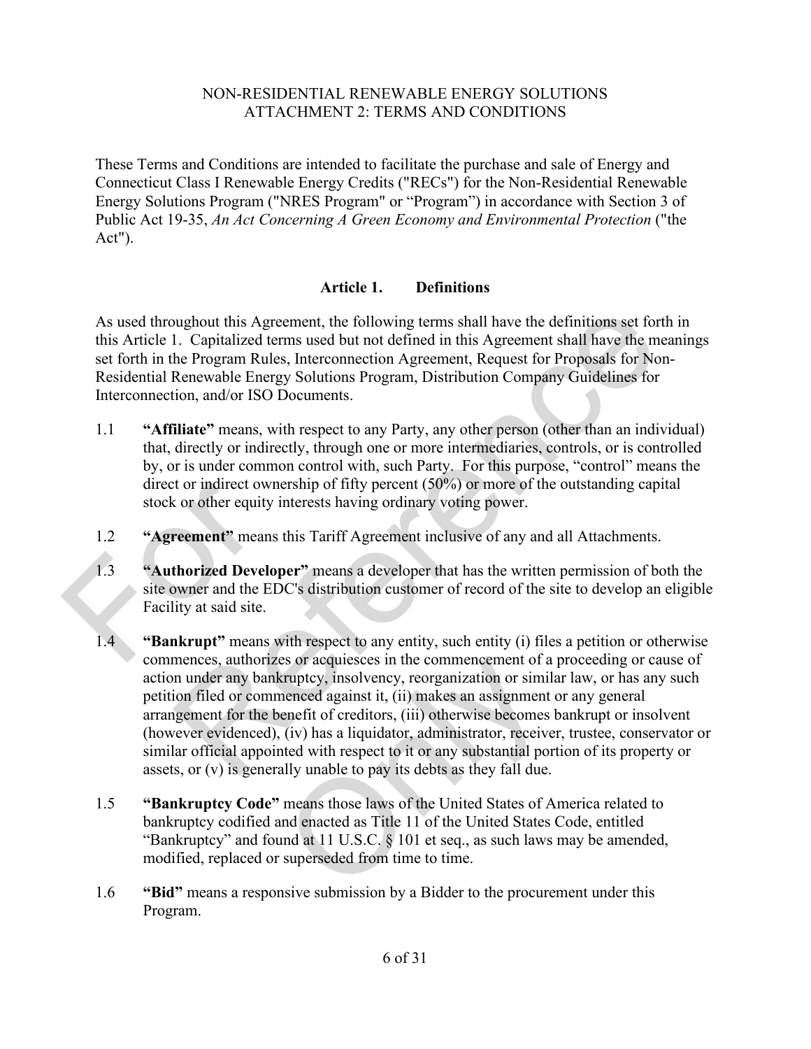NON-RESIDENTIAL RENEWABLE ENERGY SOLUTIONS
ATTACHMENT 2: TERMS AND CONDITIONS

These Terms and Conditions are intended to facilitate the purchase and sale of Energy and Connecticut Class I Renewable Energy Credits ("RECs") for the Non-Residential Renewable Energy Solutions Program ("NRES Program" or "Program") in accordance with Section 3 of Public Act 19-35, *An Act Concerning A Green Economy and Environmental Protection* ("the Act").

## Article 1. Definitions

As used throughout this Agreement, the following terms shall have the definitions set forth in this Article 1. Capitalized terms used but not defined in this Agreement shall have the meanings set forth in the Program Rules, Interconnection Agreement, Request for Proposals for Non-Residential Renewable Energy Solutions Program, Distribution Company Guidelines for Interconnection, and/or ISO Documents.

1.1 **"Affiliate"** means, with respect to any Party, any other person (other than an individual) that, directly or indirectly, through one or more intermediaries, controls, or is controlled by, or is under common control with, such Party. For this purpose, "control" means the direct or indirect ownership of fifty percent (50%) or more of the outstanding capital stock or other equity interests having ordinary voting power.

1.2 **"Agreement"** means this Tariff Agreement inclusive of any and all Attachments.

1.3 **"Authorized Developer"** means a developer that has the written permission of both the site owner and the EDC's distribution customer of record of the site to develop an eligible Facility at said site.

1.4 **"Bankrupt"** means with respect to any entity, such entity (i) files a petition or otherwise commences, authorizes or acquiesces in the commencement of a proceeding or cause of action under any bankruptcy, insolvency, reorganization or similar law, or has any such petition filed or commenced against it, (ii) makes an assignment or any general arrangement for the benefit of creditors, (iii) otherwise becomes bankrupt or insolvent (however evidenced), (iv) has a liquidator, administrator, receiver, trustee, conservator or similar official appointed with respect to it or any substantial portion of its property or assets, or (v) is generally unable to pay its debts as they fall due.

1.5 **"Bankruptcy Code"** means those laws of the United States of America related to bankruptcy codified and enacted as Title 11 of the United States Code, entitled "Bankruptcy" and found at 11 U.S.C. § 101 et seq., as such laws may be amended, modified, replaced or superseded from time to time.

1.6 **"Bid"** means a responsive submission by a Bidder to the procurement under this Program.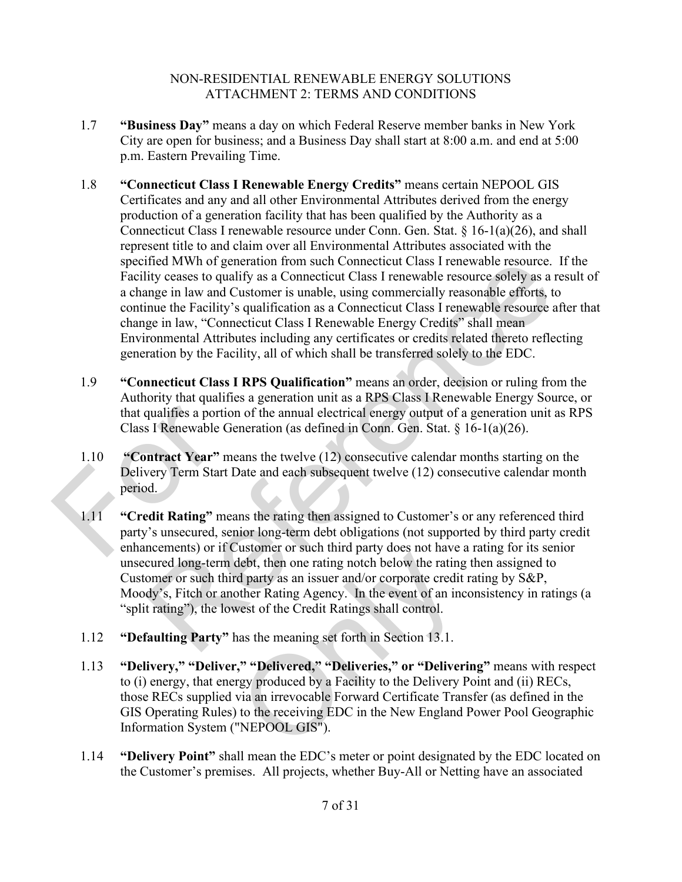NON-RESIDENTIAL RENEWABLE ENERGY SOLUTIONS
ATTACHMENT 2: TERMS AND CONDITIONS

1.7 **"Business Day"** means a day on which Federal Reserve member banks in New York City are open for business; and a Business Day shall start at 8:00 a.m. and end at 5:00 p.m. Eastern Prevailing Time.

1.8 **"Connecticut Class I Renewable Energy Credits"** means certain NEPOOL GIS Certificates and any and all other Environmental Attributes derived from the energy production of a generation facility that has been qualified by the Authority as a Connecticut Class I renewable resource under Conn. Gen. Stat. § 16-1(a)(26), and shall represent title to and claim over all Environmental Attributes associated with the specified MWh of generation from such Connecticut Class I renewable resource. If the Facility ceases to qualify as a Connecticut Class I renewable resource solely as a result of a change in law and Customer is unable, using commercially reasonable efforts, to continue the Facility's qualification as a Connecticut Class I renewable resource after that change in law, "Connecticut Class I Renewable Energy Credits" shall mean Environmental Attributes including any certificates or credits related thereto reflecting generation by the Facility, all of which shall be transferred solely to the EDC.

1.9 **"Connecticut Class I RPS Qualification"** means an order, decision or ruling from the Authority that qualifies a generation unit as a RPS Class I Renewable Energy Source, or that qualifies a portion of the annual electrical energy output of a generation unit as RPS Class I Renewable Generation (as defined in Conn. Gen. Stat. § 16-1(a)(26).

1.10 **"Contract Year"** means the twelve (12) consecutive calendar months starting on the Delivery Term Start Date and each subsequent twelve (12) consecutive calendar month period.

1.11 **"Credit Rating"** means the rating then assigned to Customer's or any referenced third party's unsecured, senior long-term debt obligations (not supported by third party credit enhancements) or if Customer or such third party does not have a rating for its senior unsecured long-term debt, then one rating notch below the rating then assigned to Customer or such third party as an issuer and/or corporate credit rating by S&P, Moody's, Fitch or another Rating Agency. In the event of an inconsistency in ratings (a "split rating"), the lowest of the Credit Ratings shall control.

1.12 **"Defaulting Party"** has the meaning set forth in Section 13.1.

1.13 **"Delivery," "Deliver," "Delivered," "Deliveries," or "Delivering"** means with respect to (i) energy, that energy produced by a Facility to the Delivery Point and (ii) RECs, those RECs supplied via an irrevocable Forward Certificate Transfer (as defined in the GIS Operating Rules) to the receiving EDC in the New England Power Pool Geographic Information System ("NEPOOL GIS").

1.14 **"Delivery Point"** shall mean the EDC's meter or point designated by the EDC located on the Customer's premises. All projects, whether Buy-All or Netting have an associated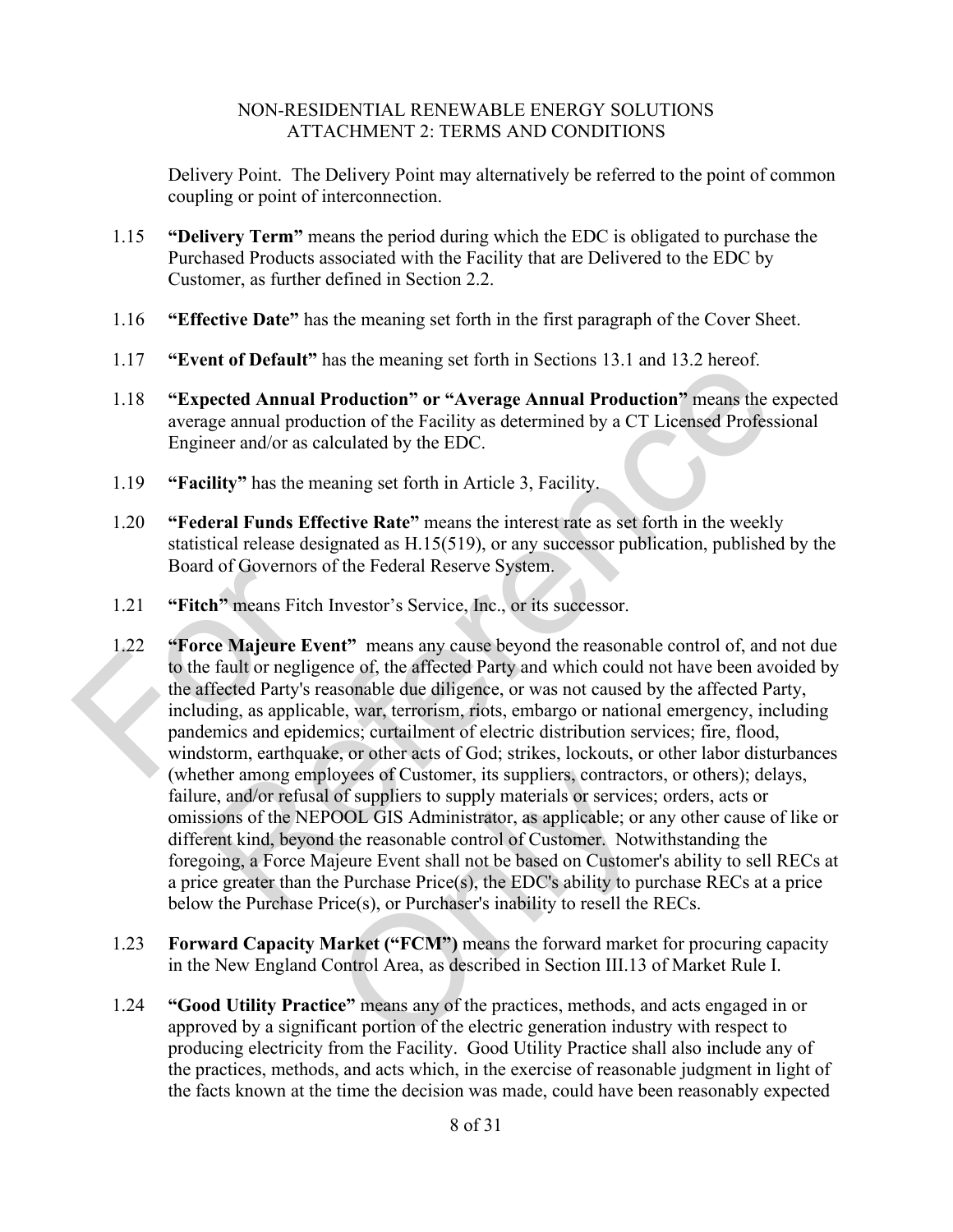Delivery Point. The Delivery Point may alternatively be referred to the point of common coupling or point of interconnection.

1.15 **"Delivery Term"** means the period during which the EDC is obligated to purchase the Purchased Products associated with the Facility that are Delivered to the EDC by Customer, as further defined in Section 2.2.

1.16 **"Effective Date"** has the meaning set forth in the first paragraph of the Cover Sheet.

1.17 **"Event of Default"** has the meaning set forth in Sections 13.1 and 13.2 hereof.

1.18 **"Expected Annual Production" or "Average Annual Production"** means the expected average annual production of the Facility as determined by a CT Licensed Professional Engineer and/or as calculated by the EDC.

1.19 **"Facility"** has the meaning set forth in Article 3, Facility.

1.20 **"Federal Funds Effective Rate"** means the interest rate as set forth in the weekly statistical release designated as H.15(519), or any successor publication, published by the Board of Governors of the Federal Reserve System.

1.21 **"Fitch"** means Fitch Investor's Service, Inc., or its successor.

1.22 **"Force Majeure Event"** means any cause beyond the reasonable control of, and not due to the fault or negligence of, the affected Party and which could not have been avoided by the affected Party's reasonable due diligence, or was not caused by the affected Party, including, as applicable, war, terrorism, riots, embargo or national emergency, including pandemics and epidemics; curtailment of electric distribution services; fire, flood, windstorm, earthquake, or other acts of God; strikes, lockouts, or other labor disturbances (whether among employees of Customer, its suppliers, contractors, or others); delays, failure, and/or refusal of suppliers to supply materials or services; orders, acts or omissions of the NEPOOL GIS Administrator, as applicable; or any other cause of like or different kind, beyond the reasonable control of Customer. Notwithstanding the foregoing, a Force Majeure Event shall not be based on Customer's ability to sell RECs at a price greater than the Purchase Price(s), the EDC's ability to purchase RECs at a price below the Purchase Price(s), or Purchaser's inability to resell the RECs.

1.23 **Forward Capacity Market ("FCM")** means the forward market for procuring capacity in the New England Control Area, as described in Section III.13 of Market Rule I.

1.24 **"Good Utility Practice"** means any of the practices, methods, and acts engaged in or approved by a significant portion of the electric generation industry with respect to producing electricity from the Facility. Good Utility Practice shall also include any of the practices, methods, and acts which, in the exercise of reasonable judgment in light of the facts known at the time the decision was made, could have been reasonably expected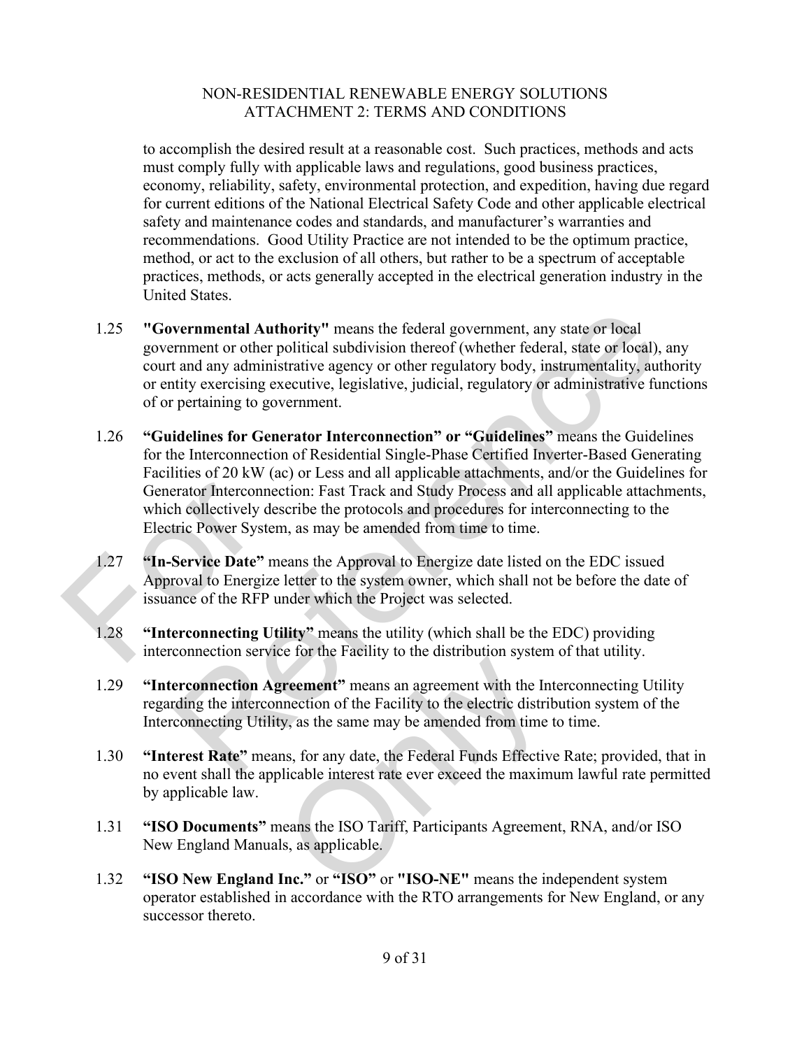to accomplish the desired result at a reasonable cost. Such practices, methods and acts must comply fully with applicable laws and regulations, good business practices, economy, reliability, safety, environmental protection, and expedition, having due regard for current editions of the National Electrical Safety Code and other applicable electrical safety and maintenance codes and standards, and manufacturer's warranties and recommendations. Good Utility Practice are not intended to be the optimum practice, method, or act to the exclusion of all others, but rather to be a spectrum of acceptable practices, methods, or acts generally accepted in the electrical generation industry in the United States.

1.25 **"Governmental Authority"** means the federal government, any state or local government or other political subdivision thereof (whether federal, state or local), any court and any administrative agency or other regulatory body, instrumentality, authority or entity exercising executive, legislative, judicial, regulatory or administrative functions of or pertaining to government.

1.26 **"Guidelines for Generator Interconnection" or "Guidelines"** means the Guidelines for the Interconnection of Residential Single-Phase Certified Inverter-Based Generating Facilities of 20 kW (ac) or Less and all applicable attachments, and/or the Guidelines for Generator Interconnection: Fast Track and Study Process and all applicable attachments, which collectively describe the protocols and procedures for interconnecting to the Electric Power System, as may be amended from time to time.

1.27 **"In-Service Date"** means the Approval to Energize date listed on the EDC issued Approval to Energize letter to the system owner, which shall not be before the date of issuance of the RFP under which the Project was selected.

1.28 **"Interconnecting Utility"** means the utility (which shall be the EDC) providing interconnection service for the Facility to the distribution system of that utility.

1.29 **"Interconnection Agreement"** means an agreement with the Interconnecting Utility regarding the interconnection of the Facility to the electric distribution system of the Interconnecting Utility, as the same may be amended from time to time.

1.30 **"Interest Rate"** means, for any date, the Federal Funds Effective Rate; provided, that in no event shall the applicable interest rate ever exceed the maximum lawful rate permitted by applicable law.

1.31 **"ISO Documents"** means the ISO Tariff, Participants Agreement, RNA, and/or ISO New England Manuals, as applicable.

1.32 **"ISO New England Inc." or "ISO" or "ISO-NE"** means the independent system operator established in accordance with the RTO arrangements for New England, or any successor thereto.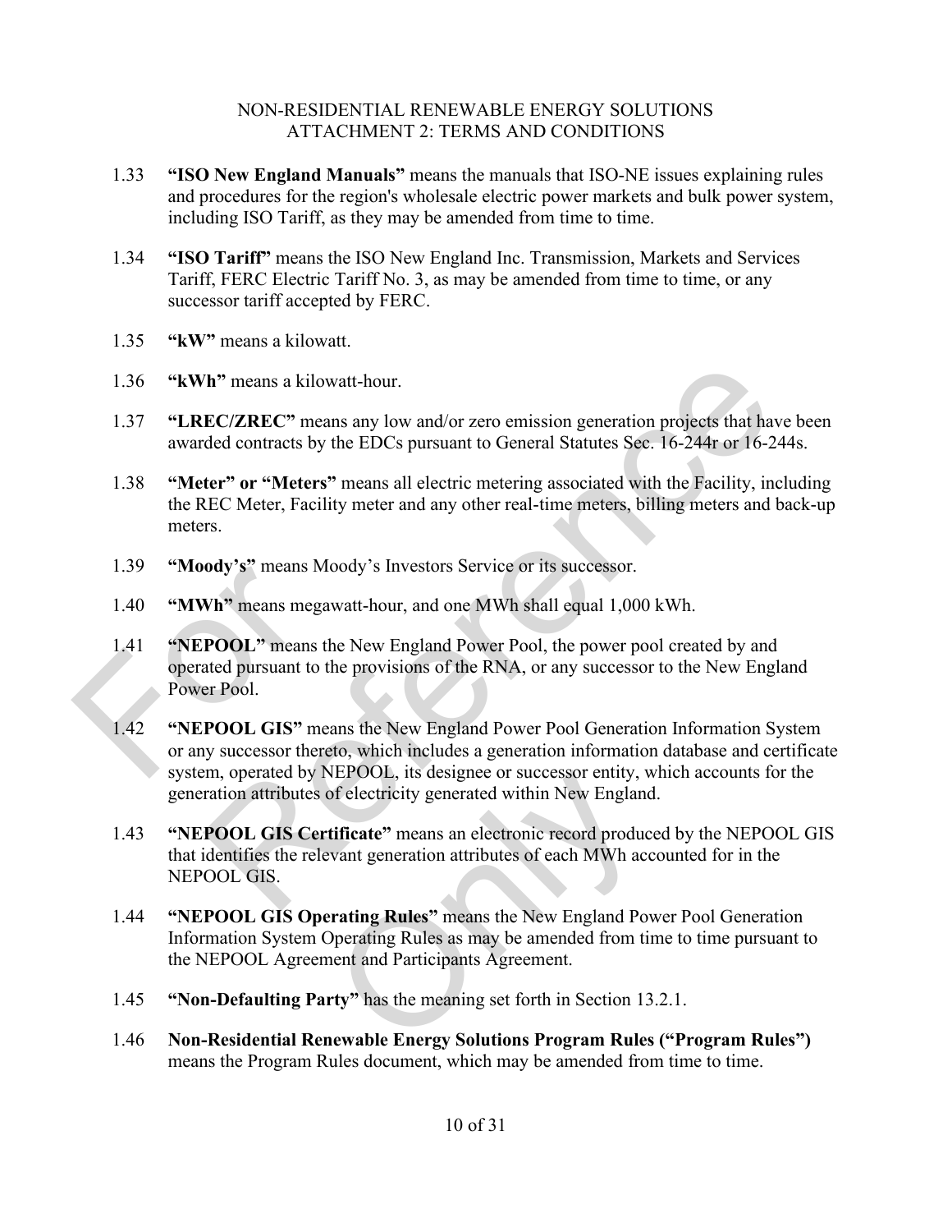1.33 **"ISO New England Manuals"** means the manuals that ISO-NE issues explaining rules and procedures for the region's wholesale electric power markets and bulk power system, including ISO Tariff, as they may be amended from time to time.

1.34 **"ISO Tariff"** means the ISO New England Inc. Transmission, Markets and Services Tariff, FERC Electric Tariff No. 3, as may be amended from time to time, or any successor tariff accepted by FERC.

1.35 **"kW"** means a kilowatt.

1.36 **"kWh"** means a kilowatt-hour.

1.37 **"LREC/ZREC"** means any low and/or zero emission generation projects that have been awarded contracts by the EDCs pursuant to General Statutes Sec. 16-244r or 16-244s.

1.38 **"Meter" or "Meters"** means all electric metering associated with the Facility, including the REC Meter, Facility meter and any other real-time meters, billing meters and back-up meters.

1.39 **"Moody's"** means Moody's Investors Service or its successor.

1.40 **"MWh"** means megawatt-hour, and one MWh shall equal 1,000 kWh.

1.41 **"NEPOOL"** means the New England Power Pool, the power pool created by and operated pursuant to the provisions of the RNA, or any successor to the New England Power Pool.

1.42 **"NEPOOL GIS"** means the New England Power Pool Generation Information System or any successor thereto, which includes a generation information database and certificate system, operated by NEPOOL, its designee or successor entity, which accounts for the generation attributes of electricity generated within New England.

1.43 **"NEPOOL GIS Certificate"** means an electronic record produced by the NEPOOL GIS that identifies the relevant generation attributes of each MWh accounted for in the NEPOOL GIS.

1.44 **"NEPOOL GIS Operating Rules"** means the New England Power Pool Generation Information System Operating Rules as may be amended from time to time pursuant to the NEPOOL Agreement and Participants Agreement.

1.45 **"Non-Defaulting Party"** has the meaning set forth in Section 13.2.1.

1.46 **Non-Residential Renewable Energy Solutions Program Rules ("Program Rules")** means the Program Rules document, which may be amended from time to time.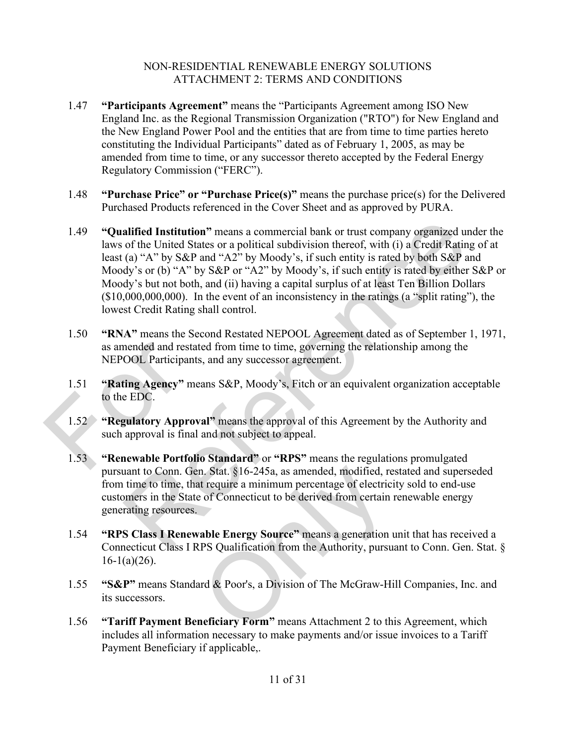1.47 **"Participants Agreement"** means the "Participants Agreement among ISO New England Inc. as the Regional Transmission Organization ("RTO") for New England and the New England Power Pool and the entities that are from time to time parties hereto constituting the Individual Participants" dated as of February 1, 2005, as may be amended from time to time, or any successor thereto accepted by the Federal Energy Regulatory Commission ("FERC").

1.48 **"Purchase Price" or "Purchase Price(s)"** means the purchase price(s) for the Delivered Purchased Products referenced in the Cover Sheet and as approved by PURA.

1.49 **"Qualified Institution"** means a commercial bank or trust company organized under the laws of the United States or a political subdivision thereof, with (i) a Credit Rating of at least (a) "A" by S&P and "A2" by Moody's, if such entity is rated by both S&P and Moody's or (b) "A" by S&P or "A2" by Moody's, if such entity is rated by either S&P or Moody's but not both, and (ii) having a capital surplus of at least Ten Billion Dollars ($10,000,000,000). In the event of an inconsistency in the ratings (a "split rating"), the lowest Credit Rating shall control.

1.50 **"RNA"** means the Second Restated NEPOOL Agreement dated as of September 1, 1971, as amended and restated from time to time, governing the relationship among the NEPOOL Participants, and any successor agreement.

1.51 **"Rating Agency"** means S&P, Moody's, Fitch or an equivalent organization acceptable to the EDC.

1.52 **"Regulatory Approval"** means the approval of this Agreement by the Authority and such approval is final and not subject to appeal.

1.53 **"Renewable Portfolio Standard"** or **"RPS"** means the regulations promulgated pursuant to Conn. Gen. Stat. §16-245a, as amended, modified, restated and superseded from time to time, that require a minimum percentage of electricity sold to end-use customers in the State of Connecticut to be derived from certain renewable energy generating resources.

1.54 **"RPS Class I Renewable Energy Source"** means a generation unit that has received a Connecticut Class I RPS Qualification from the Authority, pursuant to Conn. Gen. Stat. § 16-1(a)(26).

1.55 **"S&P"** means Standard & Poor's, a Division of The McGraw-Hill Companies, Inc. and its successors.

1.56 **"Tariff Payment Beneficiary Form"** means Attachment 2 to this Agreement, which includes all information necessary to make payments and/or issue invoices to a Tariff Payment Beneficiary if applicable,.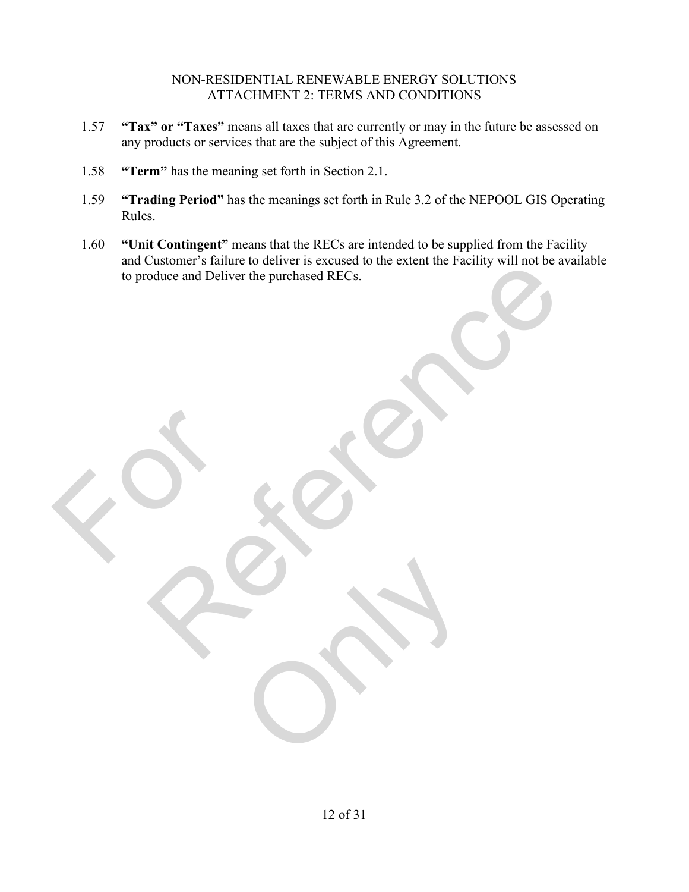1.57 **"Tax" or "Taxes"** means all taxes that are currently or may in the future be assessed on any products or services that are the subject of this Agreement.

1.58 **"Term"** has the meaning set forth in Section 2.1.

1.59 **"Trading Period"** has the meanings set forth in Rule 3.2 of the NEPOOL GIS Operating Rules.

1.60 **"Unit Contingent"** means that the RECs are intended to be supplied from the Facility and Customer's failure to deliver is excused to the extent the Facility will not be available to produce and Deliver the purchased RECs.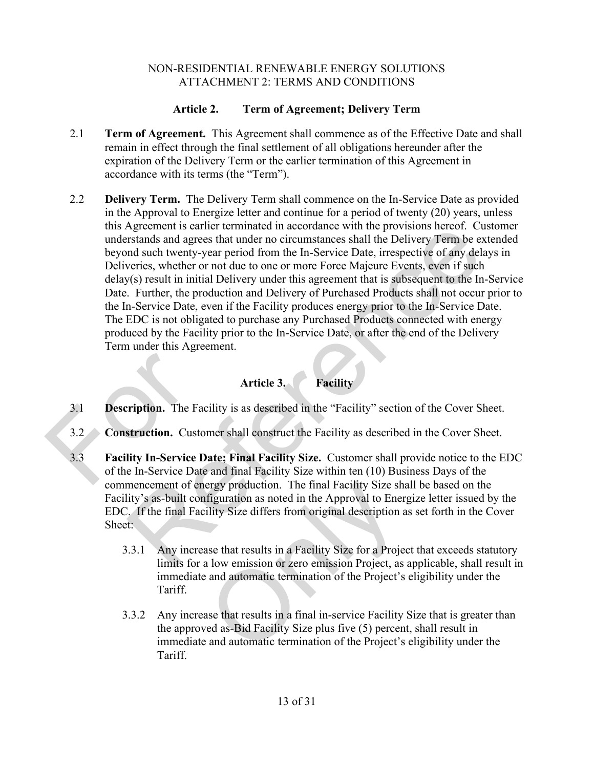NON-RESIDENTIAL RENEWABLE ENERGY SOLUTIONS
ATTACHMENT 2: TERMS AND CONDITIONS

## Article 2. Term of Agreement; Delivery Term

2.1 **Term of Agreement.** This Agreement shall commence as of the Effective Date and shall remain in effect through the final settlement of all obligations hereunder after the expiration of the Delivery Term or the earlier termination of this Agreement in accordance with its terms (the "Term").

2.2 **Delivery Term.** The Delivery Term shall commence on the In-Service Date as provided in the Approval to Energize letter and continue for a period of twenty (20) years, unless this Agreement is earlier terminated in accordance with the provisions hereof. Customer understands and agrees that under no circumstances shall the Delivery Term be extended beyond such twenty-year period from the In-Service Date, irrespective of any delays in Deliveries, whether or not due to one or more Force Majeure Events, even if such delay(s) result in initial Delivery under this agreement that is subsequent to the In-Service Date. Further, the production and Delivery of Purchased Products shall not occur prior to the In-Service Date, even if the Facility produces energy prior to the In-Service Date. The EDC is not obligated to purchase any Purchased Products connected with energy produced by the Facility prior to the In-Service Date, or after the end of the Delivery Term under this Agreement.

## Article 3. Facility

3.1 **Description.** The Facility is as described in the "Facility" section of the Cover Sheet.

3.2 **Construction.** Customer shall construct the Facility as described in the Cover Sheet.

3.3 **Facility In-Service Date; Final Facility Size.** Customer shall provide notice to the EDC of the In-Service Date and final Facility Size within ten (10) Business Days of the commencement of energy production. The final Facility Size shall be based on the Facility's as-built configuration as noted in the Approval to Energize letter issued by the EDC. If the final Facility Size differs from original description as set forth in the Cover Sheet:

3.3.1 Any increase that results in a Facility Size for a Project that exceeds statutory limits for a low emission or zero emission Project, as applicable, shall result in immediate and automatic termination of the Project's eligibility under the Tariff.

3.3.2 Any increase that results in a final in-service Facility Size that is greater than the approved as-Bid Facility Size plus five (5) percent, shall result in immediate and automatic termination of the Project's eligibility under the Tariff.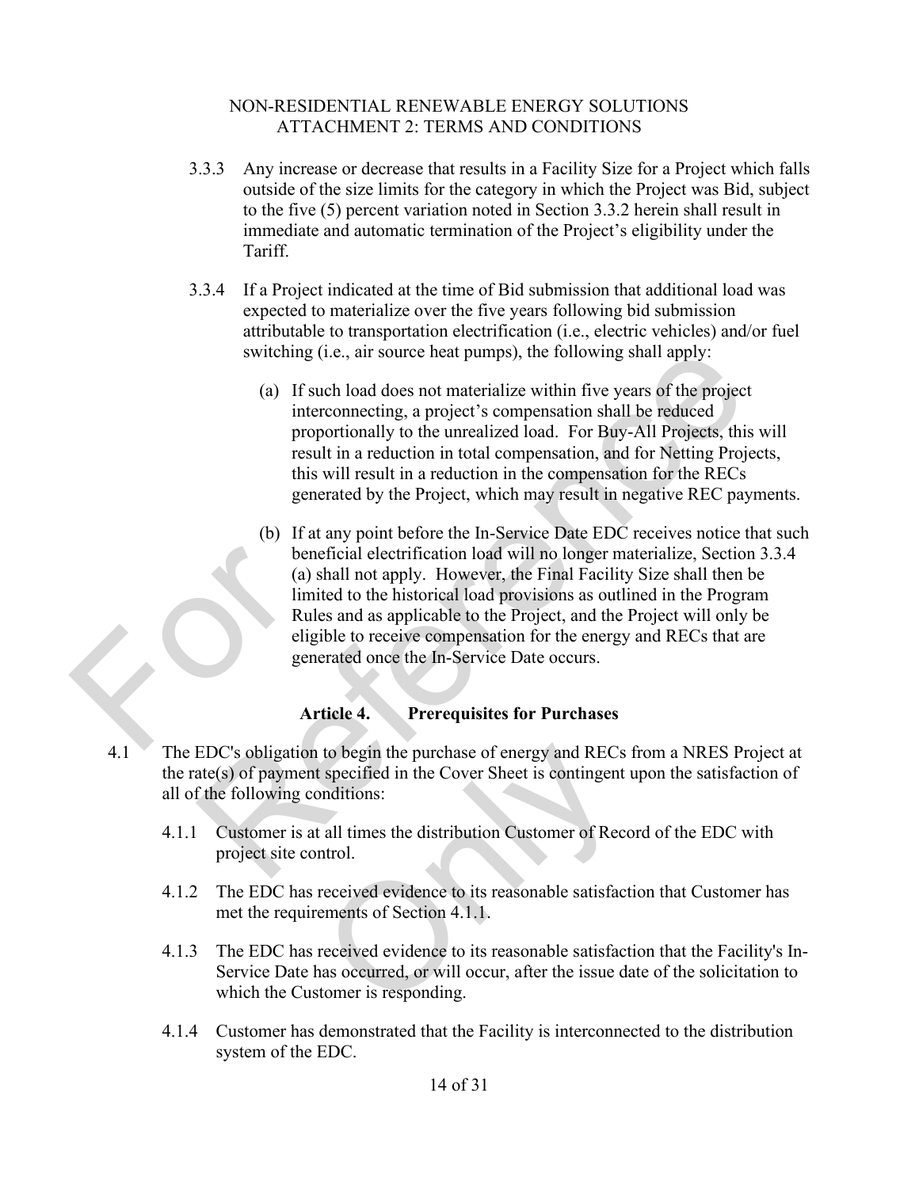3.3.3 Any increase or decrease that results in a Facility Size for a Project which falls outside of the size limits for the category in which the Project was Bid, subject to the five (5) percent variation noted in Section 3.3.2 herein shall result in immediate and automatic termination of the Project's eligibility under the Tariff.

3.3.4 If a Project indicated at the time of Bid submission that additional load was expected to materialize over the five years following bid submission attributable to transportation electrification (i.e., electric vehicles) and/or fuel switching (i.e., air source heat pumps), the following shall apply:

(a) If such load does not materialize within five years of the project interconnecting, a project's compensation shall be reduced proportionally to the unrealized load. For Buy-All Projects, this will result in a reduction in total compensation, and for Netting Projects, this will result in a reduction in the compensation for the RECs generated by the Project, which may result in negative REC payments.

(b) If at any point before the In-Service Date EDC receives notice that such beneficial electrification load will no longer materialize, Section 3.3.4 (a) shall not apply. However, the Final Facility Size shall then be limited to the historical load provisions as outlined in the Program Rules and as applicable to the Project, and the Project will only be eligible to receive compensation for the energy and RECs that are generated once the In-Service Date occurs.

## Article 4. Prerequisites for Purchases

4.1 The EDC's obligation to begin the purchase of energy and RECs from a NRES Project at the rate(s) of payment specified in the Cover Sheet is contingent upon the satisfaction of all of the following conditions:

4.1.1 Customer is at all times the distribution Customer of Record of the EDC with project site control.

4.1.2 The EDC has received evidence to its reasonable satisfaction that Customer has met the requirements of Section 4.1.1.

4.1.3 The EDC has received evidence to its reasonable satisfaction that the Facility's In-Service Date has occurred, or will occur, after the issue date of the solicitation to which the Customer is responding.

4.1.4 Customer has demonstrated that the Facility is interconnected to the distribution system of the EDC.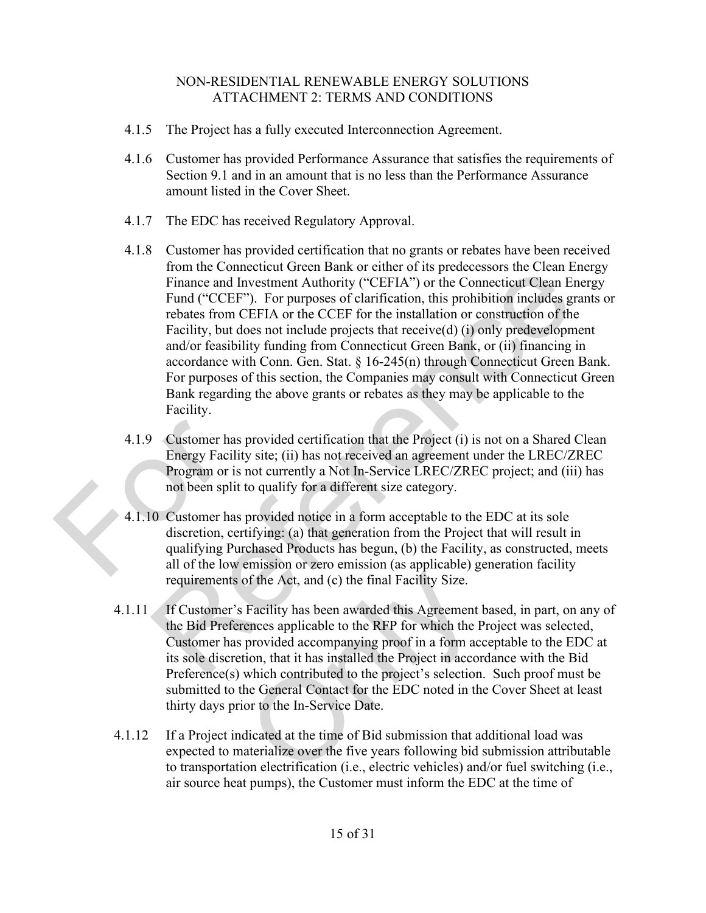4.1.5 The Project has a fully executed Interconnection Agreement.

4.1.6 Customer has provided Performance Assurance that satisfies the requirements of Section 9.1 and in an amount that is no less than the Performance Assurance amount listed in the Cover Sheet.

4.1.7 The EDC has received Regulatory Approval.

4.1.8 Customer has provided certification that no grants or rebates have been received from the Connecticut Green Bank or either of its predecessors the Clean Energy Finance and Investment Authority ("CEFIA") or the Connecticut Clean Energy Fund ("CCEF"). For purposes of clarification, this prohibition includes grants or rebates from CEFIA or the CCEF for the installation or construction of the Facility, but does not include projects that receive(d) (i) only predevelopment and/or feasibility funding from Connecticut Green Bank, or (ii) financing in accordance with Conn. Gen. Stat. § 16-245(n) through Connecticut Green Bank. For purposes of this section, the Companies may consult with Connecticut Green Bank regarding the above grants or rebates as they may be applicable to the Facility.

4.1.9 Customer has provided certification that the Project (i) is not on a Shared Clean Energy Facility site; (ii) has not received an agreement under the LREC/ZREC Program or is not currently a Not In-Service LREC/ZREC project; and (iii) has not been split to qualify for a different size category.

4.1.10 Customer has provided notice in a form acceptable to the EDC at its sole discretion, certifying: (a) that generation from the Project that will result in qualifying Purchased Products has begun, (b) the Facility, as constructed, meets all of the low emission or zero emission (as applicable) generation facility requirements of the Act, and (c) the final Facility Size.

4.1.11 If Customer's Facility has been awarded this Agreement based, in part, on any of the Bid Preferences applicable to the RFP for which the Project was selected, Customer has provided accompanying proof in a form acceptable to the EDC at its sole discretion, that it has installed the Project in accordance with the Bid Preference(s) which contributed to the project's selection. Such proof must be submitted to the General Contact for the EDC noted in the Cover Sheet at least thirty days prior to the In-Service Date.

4.1.12 If a Project indicated at the time of Bid submission that additional load was expected to materialize over the five years following bid submission attributable to transportation electrification (i.e., electric vehicles) and/or fuel switching (i.e., air source heat pumps), the Customer must inform the EDC at the time of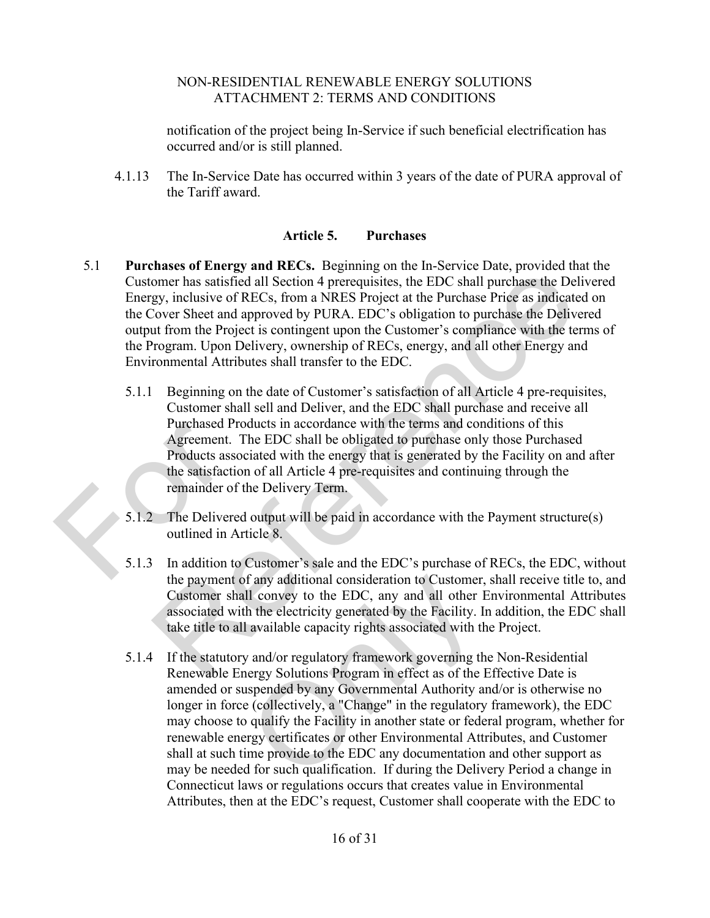notification of the project being In-Service if such beneficial electrification has occurred and/or is still planned.

4.1.13 The In-Service Date has occurred within 3 years of the date of PURA approval of the Tariff award.

## Article 5. Purchases

5.1 **Purchases of Energy and RECs.** Beginning on the In-Service Date, provided that the Customer has satisfied all Section 4 prerequisites, the EDC shall purchase the Delivered Energy, inclusive of RECs, from a NRES Project at the Purchase Price as indicated on the Cover Sheet and approved by PURA. EDC's obligation to purchase the Delivered output from the Project is contingent upon the Customer's compliance with the terms of the Program. Upon Delivery, ownership of RECs, energy, and all other Energy and Environmental Attributes shall transfer to the EDC.

5.1.1 Beginning on the date of Customer's satisfaction of all Article 4 pre-requisites, Customer shall sell and Deliver, and the EDC shall purchase and receive all Purchased Products in accordance with the terms and conditions of this Agreement. The EDC shall be obligated to purchase only those Purchased Products associated with the energy that is generated by the Facility on and after the satisfaction of all Article 4 pre-requisites and continuing through the remainder of the Delivery Term.

5.1.2 The Delivered output will be paid in accordance with the Payment structure(s) outlined in Article 8.

5.1.3 In addition to Customer's sale and the EDC's purchase of RECs, the EDC, without the payment of any additional consideration to Customer, shall receive title to, and Customer shall convey to the EDC, any and all other Environmental Attributes associated with the electricity generated by the Facility. In addition, the EDC shall take title to all available capacity rights associated with the Project.

5.1.4 If the statutory and/or regulatory framework governing the Non-Residential Renewable Energy Solutions Program in effect as of the Effective Date is amended or suspended by any Governmental Authority and/or is otherwise no longer in force (collectively, a "Change" in the regulatory framework), the EDC may choose to qualify the Facility in another state or federal program, whether for renewable energy certificates or other Environmental Attributes, and Customer shall at such time provide to the EDC any documentation and other support as may be needed for such qualification. If during the Delivery Period a change in Connecticut laws or regulations occurs that creates value in Environmental Attributes, then at the EDC's request, Customer shall cooperate with the EDC to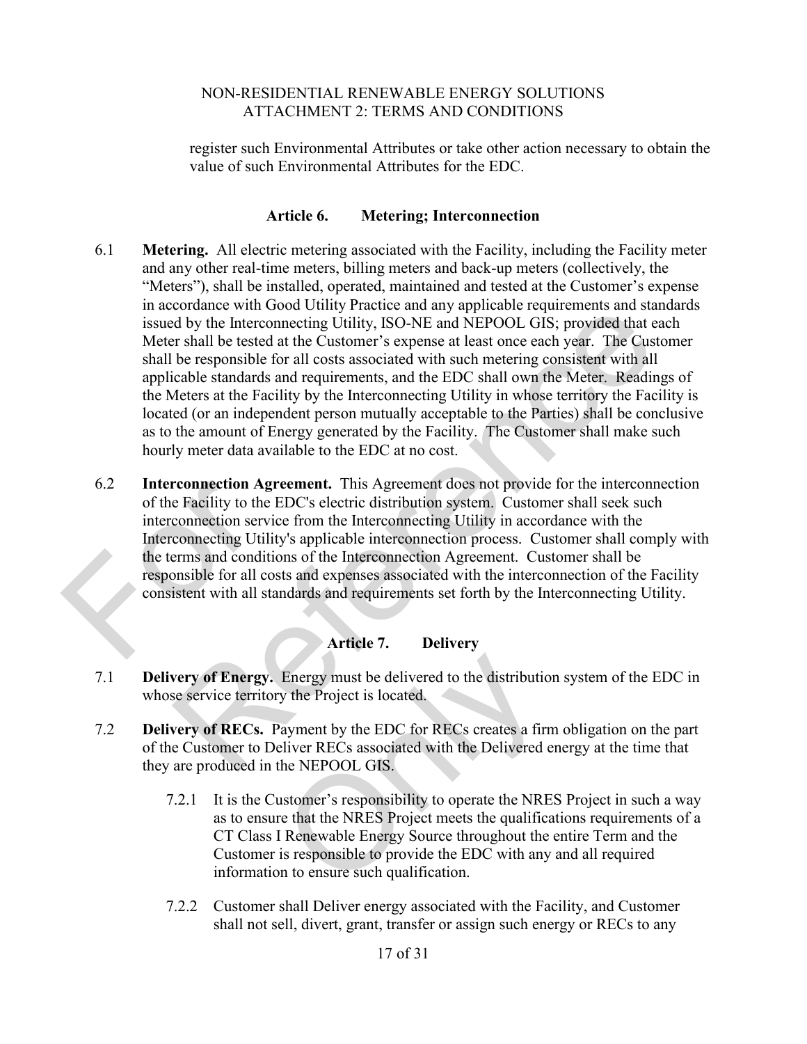register such Environmental Attributes or take other action necessary to obtain the value of such Environmental Attributes for the EDC.

## Article 6. Metering; Interconnection

6.1 **Metering.** All electric metering associated with the Facility, including the Facility meter and any other real-time meters, billing meters and back-up meters (collectively, the "Meters"), shall be installed, operated, maintained and tested at the Customer's expense in accordance with Good Utility Practice and any applicable requirements and standards issued by the Interconnecting Utility, ISO-NE and NEPOOL GIS; provided that each Meter shall be tested at the Customer's expense at least once each year. The Customer shall be responsible for all costs associated with such metering consistent with all applicable standards and requirements, and the EDC shall own the Meter. Readings of the Meters at the Facility by the Interconnecting Utility in whose territory the Facility is located (or an independent person mutually acceptable to the Parties) shall be conclusive as to the amount of Energy generated by the Facility. The Customer shall make such hourly meter data available to the EDC at no cost.

6.2 **Interconnection Agreement.** This Agreement does not provide for the interconnection of the Facility to the EDC's electric distribution system. Customer shall seek such interconnection service from the Interconnecting Utility in accordance with the Interconnecting Utility's applicable interconnection process. Customer shall comply with the terms and conditions of the Interconnection Agreement. Customer shall be responsible for all costs and expenses associated with the interconnection of the Facility consistent with all standards and requirements set forth by the Interconnecting Utility.

## Article 7. Delivery

7.1 **Delivery of Energy.** Energy must be delivered to the distribution system of the EDC in whose service territory the Project is located.

7.2 **Delivery of RECs.** Payment by the EDC for RECs creates a firm obligation on the part of the Customer to Deliver RECs associated with the Delivered energy at the time that they are produced in the NEPOOL GIS.

7.2.1 It is the Customer's responsibility to operate the NRES Project in such a way as to ensure that the NRES Project meets the qualifications requirements of a CT Class I Renewable Energy Source throughout the entire Term and the Customer is responsible to provide the EDC with any and all required information to ensure such qualification.

7.2.2 Customer shall Deliver energy associated with the Facility, and Customer shall not sell, divert, grant, transfer or assign such energy or RECs to any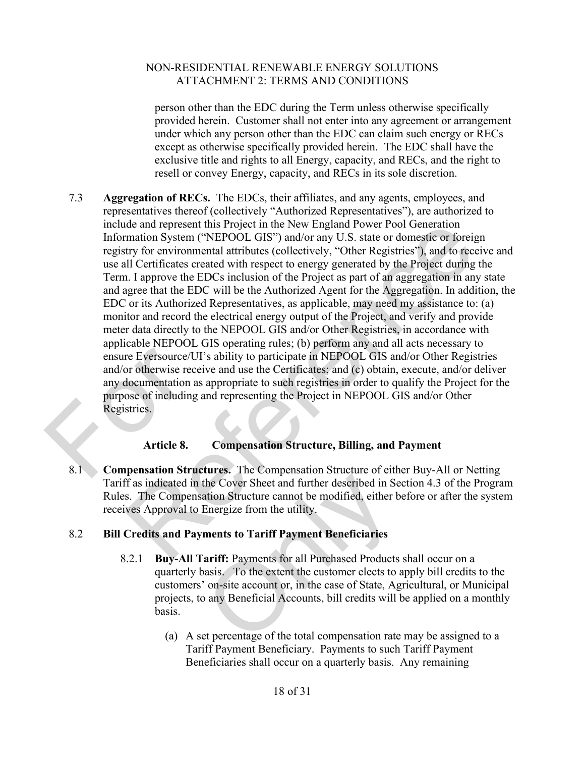person other than the EDC during the Term unless otherwise specifically provided herein. Customer shall not enter into any agreement or arrangement under which any person other than the EDC can claim such energy or RECs except as otherwise specifically provided herein. The EDC shall have the exclusive title and rights to all Energy, capacity, and RECs, and the right to resell or convey Energy, capacity, and RECs in its sole discretion.

7.3 **Aggregation of RECs.** The EDCs, their affiliates, and any agents, employees, and representatives thereof (collectively "Authorized Representatives"), are authorized to include and represent this Project in the New England Power Pool Generation Information System ("NEPOOL GIS") and/or any U.S. state or domestic or foreign registry for environmental attributes (collectively, "Other Registries"), and to receive and use all Certificates created with respect to energy generated by the Project during the Term. I approve the EDCs inclusion of the Project as part of an aggregation in any state and agree that the EDC will be the Authorized Agent for the Aggregation. In addition, the EDC or its Authorized Representatives, as applicable, may need my assistance to: (a) monitor and record the electrical energy output of the Project, and verify and provide meter data directly to the NEPOOL GIS and/or Other Registries, in accordance with applicable NEPOOL GIS operating rules; (b) perform any and all acts necessary to ensure Eversource/UI's ability to participate in NEPOOL GIS and/or Other Registries and/or otherwise receive and use the Certificates; and (c) obtain, execute, and/or deliver any documentation as appropriate to such registries in order to qualify the Project for the purpose of including and representing the Project in NEPOOL GIS and/or Other Registries.

## Article 8. Compensation Structure, Billing, and Payment

8.1 **Compensation Structures.** The Compensation Structure of either Buy-All or Netting Tariff as indicated in the Cover Sheet and further described in Section 4.3 of the Program Rules. The Compensation Structure cannot be modified, either before or after the system receives Approval to Energize from the utility.

8.2 **Bill Credits and Payments to Tariff Payment Beneficiaries**

8.2.1 **Buy-All Tariff:** Payments for all Purchased Products shall occur on a quarterly basis. To the extent the customer elects to apply bill credits to the customers' on-site account or, in the case of State, Agricultural, or Municipal projects, to any Beneficial Accounts, bill credits will be applied on a monthly basis.

(a) A set percentage of the total compensation rate may be assigned to a Tariff Payment Beneficiary. Payments to such Tariff Payment Beneficiaries shall occur on a quarterly basis. Any remaining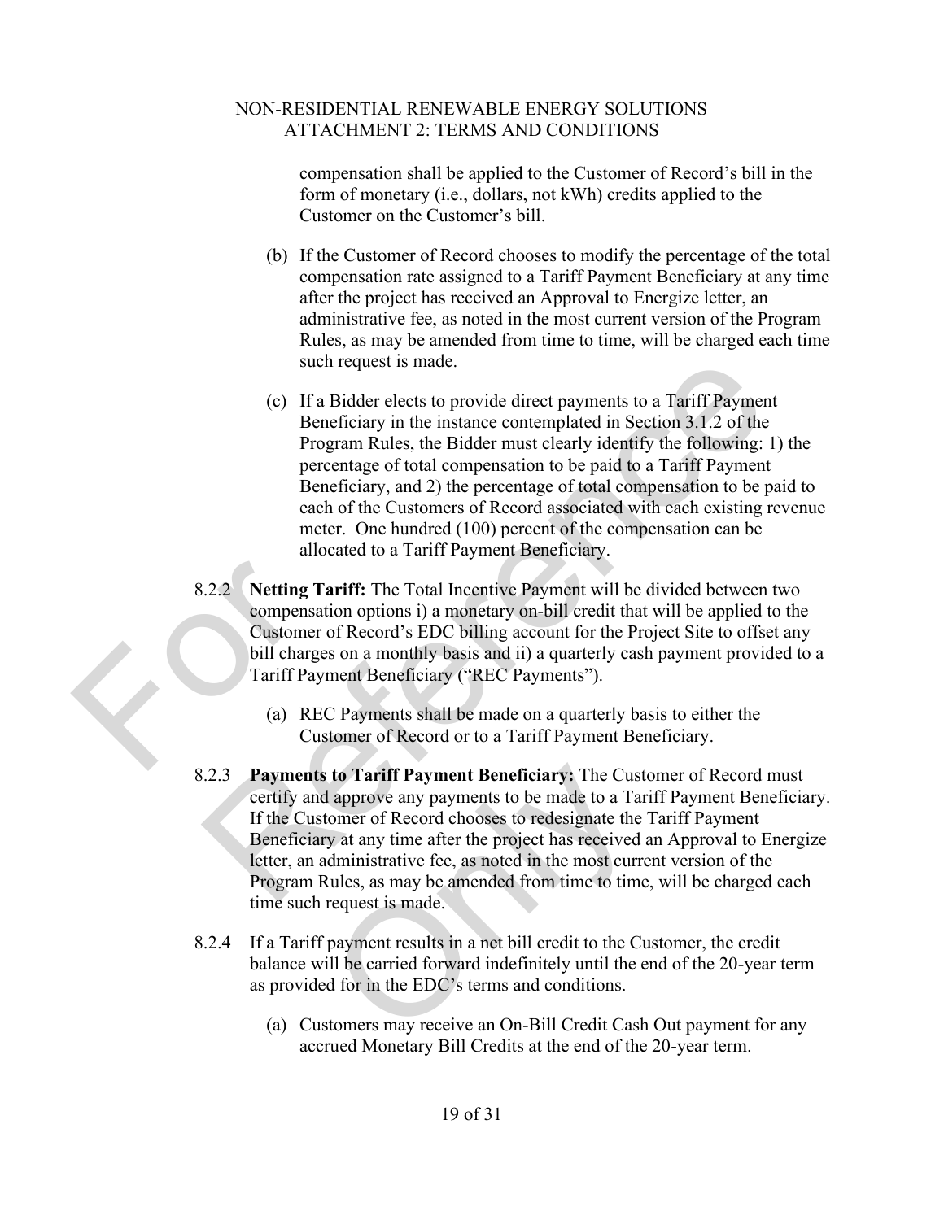compensation shall be applied to the Customer of Record's bill in the form of monetary (i.e., dollars, not kWh) credits applied to the Customer on the Customer's bill.

(b) If the Customer of Record chooses to modify the percentage of the total compensation rate assigned to a Tariff Payment Beneficiary at any time after the project has received an Approval to Energize letter, an administrative fee, as noted in the most current version of the Program Rules, as may be amended from time to time, will be charged each time such request is made.

(c) If a Bidder elects to provide direct payments to a Tariff Payment Beneficiary in the instance contemplated in Section 3.1.2 of the Program Rules, the Bidder must clearly identify the following: 1) the percentage of total compensation to be paid to a Tariff Payment Beneficiary, and 2) the percentage of total compensation to be paid to each of the Customers of Record associated with each existing revenue meter. One hundred (100) percent of the compensation can be allocated to a Tariff Payment Beneficiary.

8.2.2 **Netting Tariff:** The Total Incentive Payment will be divided between two compensation options i) a monetary on-bill credit that will be applied to the Customer of Record's EDC billing account for the Project Site to offset any bill charges on a monthly basis and ii) a quarterly cash payment provided to a Tariff Payment Beneficiary ("REC Payments").

(a) REC Payments shall be made on a quarterly basis to either the Customer of Record or to a Tariff Payment Beneficiary.

8.2.3 **Payments to Tariff Payment Beneficiary:** The Customer of Record must certify and approve any payments to be made to a Tariff Payment Beneficiary. If the Customer of Record chooses to redesignate the Tariff Payment Beneficiary at any time after the project has received an Approval to Energize letter, an administrative fee, as noted in the most current version of the Program Rules, as may be amended from time to time, will be charged each time such request is made.

8.2.4 If a Tariff payment results in a net bill credit to the Customer, the credit balance will be carried forward indefinitely until the end of the 20-year term as provided for in the EDC's terms and conditions.

(a) Customers may receive an On-Bill Credit Cash Out payment for any accrued Monetary Bill Credits at the end of the 20-year term.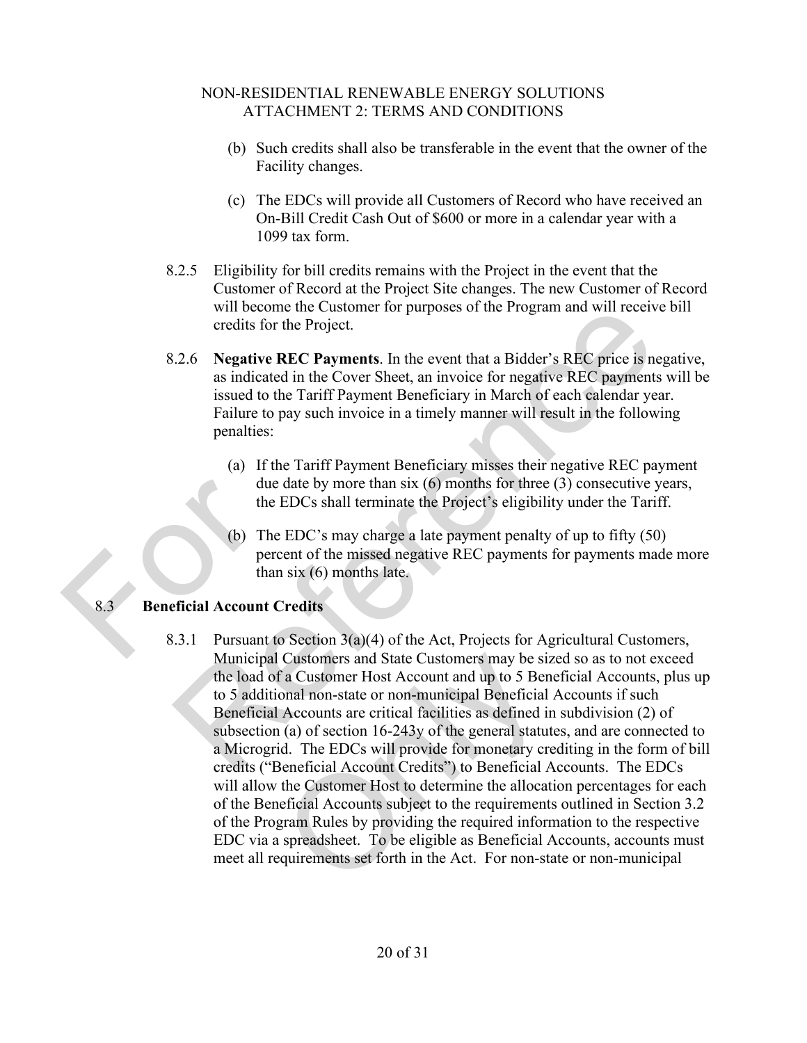(b) Such credits shall also be transferable in the event that the owner of the Facility changes.

(c) The EDCs will provide all Customers of Record who have received an On-Bill Credit Cash Out of $600 or more in a calendar year with a 1099 tax form.

8.2.5 Eligibility for bill credits remains with the Project in the event that the Customer of Record at the Project Site changes. The new Customer of Record will become the Customer for purposes of the Program and will receive bill credits for the Project.

8.2.6 **Negative REC Payments**. In the event that a Bidder's REC price is negative, as indicated in the Cover Sheet, an invoice for negative REC payments will be issued to the Tariff Payment Beneficiary in March of each calendar year. Failure to pay such invoice in a timely manner will result in the following penalties:

(a) If the Tariff Payment Beneficiary misses their negative REC payment due date by more than six (6) months for three (3) consecutive years, the EDCs shall terminate the Project's eligibility under the Tariff.

(b) The EDC's may charge a late payment penalty of up to fifty (50) percent of the missed negative REC payments for payments made more than six (6) months late.

## 8.3 Beneficial Account Credits

8.3.1 Pursuant to Section 3(a)(4) of the Act, Projects for Agricultural Customers, Municipal Customers and State Customers may be sized so as to not exceed the load of a Customer Host Account and up to 5 Beneficial Accounts, plus up to 5 additional non-state or non-municipal Beneficial Accounts if such Beneficial Accounts are critical facilities as defined in subdivision (2) of subsection (a) of section 16-243y of the general statutes, and are connected to a Microgrid. The EDCs will provide for monetary crediting in the form of bill credits ("Beneficial Account Credits") to Beneficial Accounts. The EDCs will allow the Customer Host to determine the allocation percentages for each of the Beneficial Accounts subject to the requirements outlined in Section 3.2 of the Program Rules by providing the required information to the respective EDC via a spreadsheet. To be eligible as Beneficial Accounts, accounts must meet all requirements set forth in the Act. For non-state or non-municipal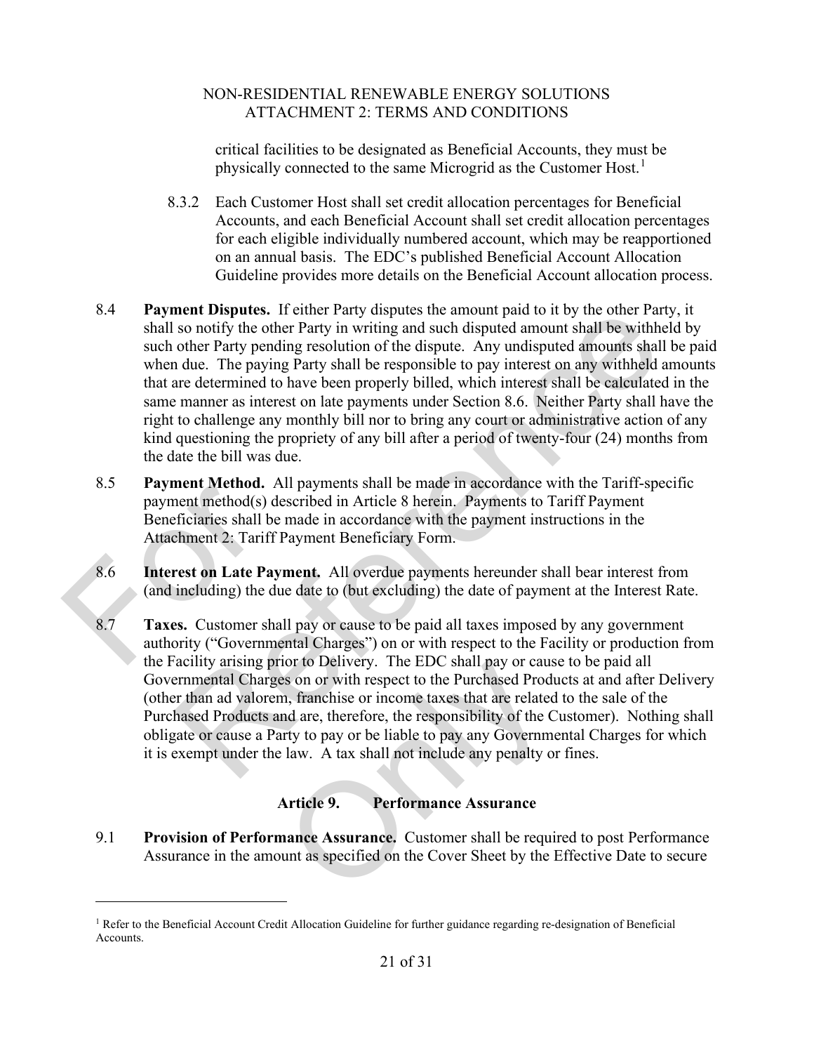critical facilities to be designated as Beneficial Accounts, they must be physically connected to the same Microgrid as the Customer Host.[1]

8.3.2 Each Customer Host shall set credit allocation percentages for Beneficial Accounts, and each Beneficial Account shall set credit allocation percentages for each eligible individually numbered account, which may be reapportioned on an annual basis. The EDC's published Beneficial Account Allocation Guideline provides more details on the Beneficial Account allocation process.

8.4 **Payment Disputes.** If either Party disputes the amount paid to it by the other Party, it shall so notify the other Party in writing and such disputed amount shall be withheld by such other Party pending resolution of the dispute. Any undisputed amounts shall be paid when due. The paying Party shall be responsible to pay interest on any withheld amounts that are determined to have been properly billed, which interest shall be calculated in the same manner as interest on late payments under Section 8.6. Neither Party shall have the right to challenge any monthly bill nor to bring any court or administrative action of any kind questioning the propriety of any bill after a period of twenty-four (24) months from the date the bill was due.

8.5 **Payment Method.** All payments shall be made in accordance with the Tariff-specific payment method(s) described in Article 8 herein. Payments to Tariff Payment Beneficiaries shall be made in accordance with the payment instructions in the Attachment 2: Tariff Payment Beneficiary Form.

8.6 **Interest on Late Payment.** All overdue payments hereunder shall bear interest from (and including) the due date to (but excluding) the date of payment at the Interest Rate.

8.7 **Taxes.** Customer shall pay or cause to be paid all taxes imposed by any government authority ("Governmental Charges") on or with respect to the Facility or production from the Facility arising prior to Delivery. The EDC shall pay or cause to be paid all Governmental Charges on or with respect to the Purchased Products at and after Delivery (other than ad valorem, franchise or income taxes that are related to the sale of the Purchased Products and are, therefore, the responsibility of the Customer). Nothing shall obligate or cause a Party to pay or be liable to pay any Governmental Charges for which it is exempt under the law. A tax shall not include any penalty or fines.

## Article 9. Performance Assurance

9.1 **Provision of Performance Assurance.** Customer shall be required to post Performance Assurance in the amount as specified on the Cover Sheet by the Effective Date to secure

[1] Refer to the Beneficial Account Credit Allocation Guideline for further guidance regarding re-designation of Beneficial Accounts.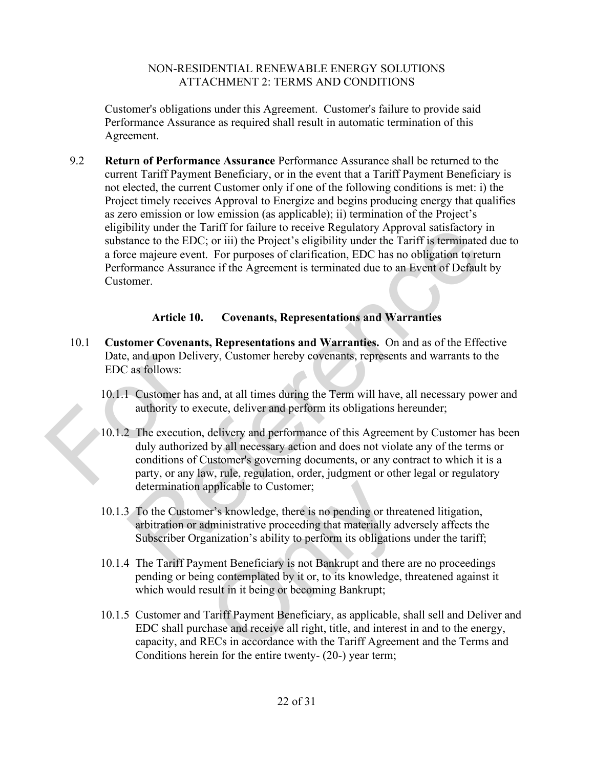Customer's obligations under this Agreement. Customer's failure to provide said Performance Assurance as required shall result in automatic termination of this Agreement.

9.2 **Return of Performance Assurance** Performance Assurance shall be returned to the current Tariff Payment Beneficiary, or in the event that a Tariff Payment Beneficiary is not elected, the current Customer only if one of the following conditions is met: i) the Project timely receives Approval to Energize and begins producing energy that qualifies as zero emission or low emission (as applicable); ii) termination of the Project's eligibility under the Tariff for failure to receive Regulatory Approval satisfactory in substance to the EDC; or iii) the Project's eligibility under the Tariff is terminated due to a force majeure event. For purposes of clarification, EDC has no obligation to return Performance Assurance if the Agreement is terminated due to an Event of Default by Customer.

## Article 10. Covenants, Representations and Warranties

10.1 **Customer Covenants, Representations and Warranties.** On and as of the Effective Date, and upon Delivery, Customer hereby covenants, represents and warrants to the EDC as follows:

10.1.1 Customer has and, at all times during the Term will have, all necessary power and authority to execute, deliver and perform its obligations hereunder;

10.1.2 The execution, delivery and performance of this Agreement by Customer has been duly authorized by all necessary action and does not violate any of the terms or conditions of Customer's governing documents, or any contract to which it is a party, or any law, rule, regulation, order, judgment or other legal or regulatory determination applicable to Customer;

10.1.3 To the Customer's knowledge, there is no pending or threatened litigation, arbitration or administrative proceeding that materially adversely affects the Subscriber Organization's ability to perform its obligations under the tariff;

10.1.4 The Tariff Payment Beneficiary is not Bankrupt and there are no proceedings pending or being contemplated by it or, to its knowledge, threatened against it which would result in it being or becoming Bankrupt;

10.1.5 Customer and Tariff Payment Beneficiary, as applicable, shall sell and Deliver and EDC shall purchase and receive all right, title, and interest in and to the energy, capacity, and RECs in accordance with the Tariff Agreement and the Terms and Conditions herein for the entire twenty- (20-) year term;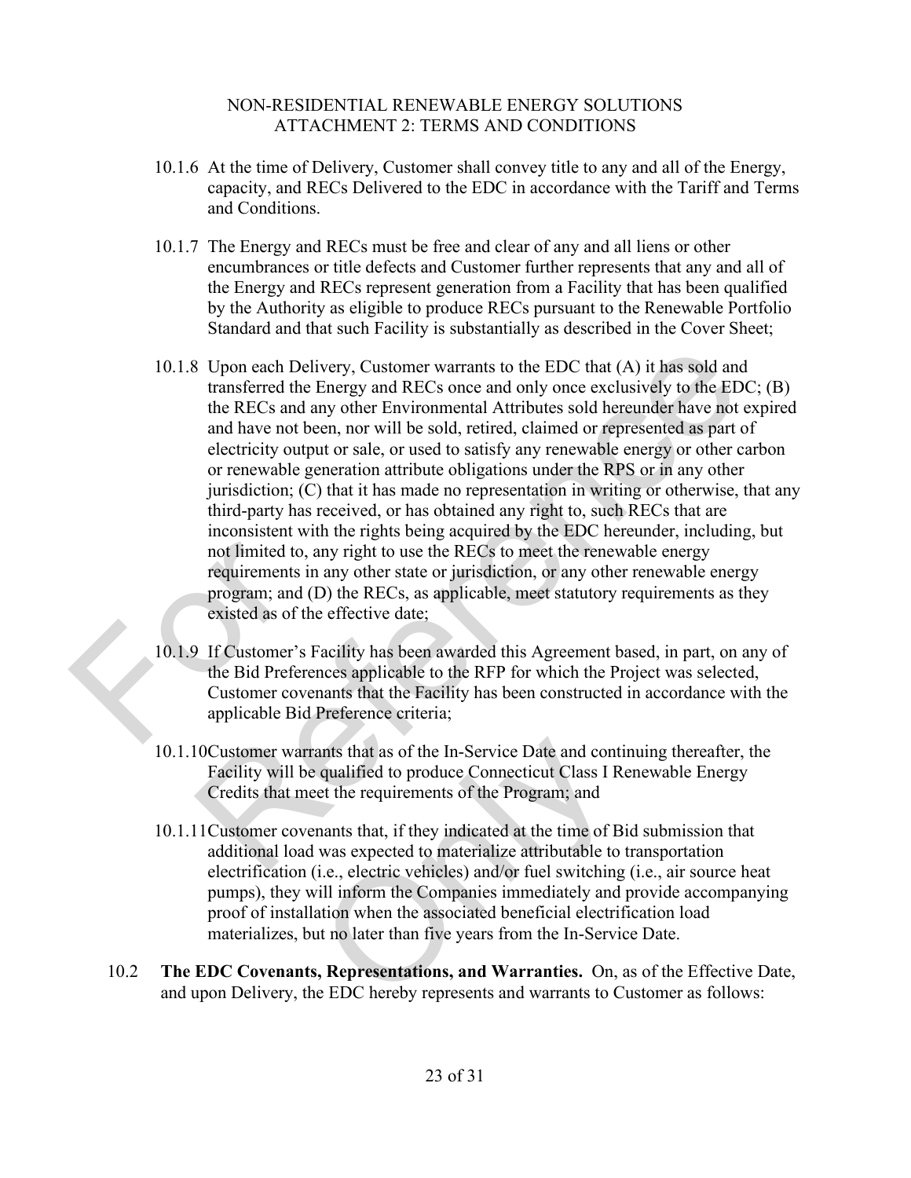10.1.6 At the time of Delivery, Customer shall convey title to any and all of the Energy, capacity, and RECs Delivered to the EDC in accordance with the Tariff and Terms and Conditions.

10.1.7 The Energy and RECs must be free and clear of any and all liens or other encumbrances or title defects and Customer further represents that any and all of the Energy and RECs represent generation from a Facility that has been qualified by the Authority as eligible to produce RECs pursuant to the Renewable Portfolio Standard and that such Facility is substantially as described in the Cover Sheet;

10.1.8 Upon each Delivery, Customer warrants to the EDC that (A) it has sold and transferred the Energy and RECs once and only once exclusively to the EDC; (B) the RECs and any other Environmental Attributes sold hereunder have not expired and have not been, nor will be sold, retired, claimed or represented as part of electricity output or sale, or used to satisfy any renewable energy or other carbon or renewable generation attribute obligations under the RPS or in any other jurisdiction; (C) that it has made no representation in writing or otherwise, that any third-party has received, or has obtained any right to, such RECs that are inconsistent with the rights being acquired by the EDC hereunder, including, but not limited to, any right to use the RECs to meet the renewable energy requirements in any other state or jurisdiction, or any other renewable energy program; and (D) the RECs, as applicable, meet statutory requirements as they existed as of the effective date;

10.1.9 If Customer's Facility has been awarded this Agreement based, in part, on any of the Bid Preferences applicable to the RFP for which the Project was selected, Customer covenants that the Facility has been constructed in accordance with the applicable Bid Preference criteria;

10.1.10 Customer warrants that as of the In-Service Date and continuing thereafter, the Facility will be qualified to produce Connecticut Class I Renewable Energy Credits that meet the requirements of the Program; and

10.1.11 Customer covenants that, if they indicated at the time of Bid submission that additional load was expected to materialize attributable to transportation electrification (i.e., electric vehicles) and/or fuel switching (i.e., air source heat pumps), they will inform the Companies immediately and provide accompanying proof of installation when the associated beneficial electrification load materializes, but no later than five years from the In-Service Date.

10.2 **The EDC Covenants, Representations, and Warranties.** On, as of the Effective Date, and upon Delivery, the EDC hereby represents and warrants to Customer as follows: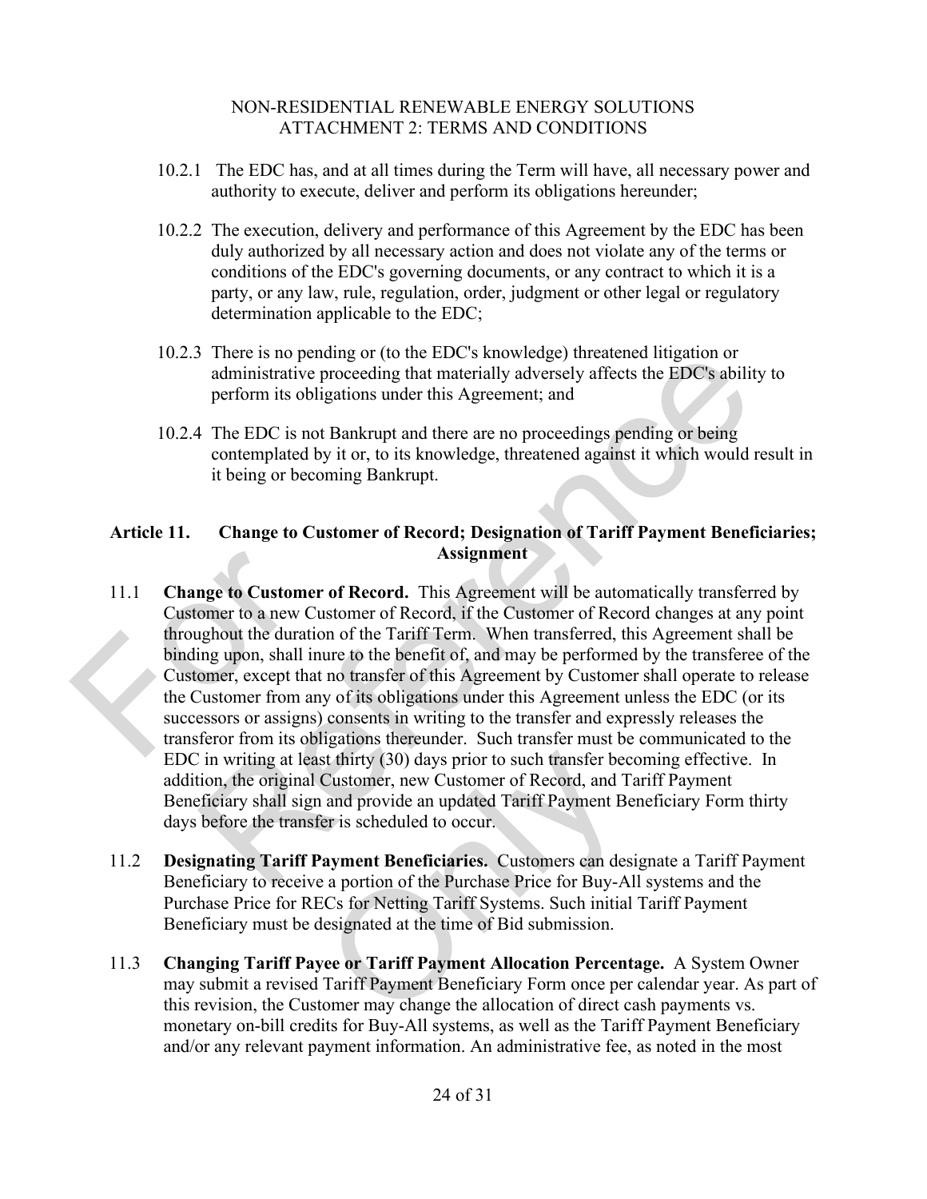10.2.1 The EDC has, and at all times during the Term will have, all necessary power and authority to execute, deliver and perform its obligations hereunder;

10.2.2 The execution, delivery and performance of this Agreement by the EDC has been duly authorized by all necessary action and does not violate any of the terms or conditions of the EDC's governing documents, or any contract to which it is a party, or any law, rule, regulation, order, judgment or other legal or regulatory determination applicable to the EDC;

10.2.3 There is no pending or (to the EDC's knowledge) threatened litigation or administrative proceeding that materially adversely affects the EDC's ability to perform its obligations under this Agreement; and

10.2.4 The EDC is not Bankrupt and there are no proceedings pending or being contemplated by it or, to its knowledge, threatened against it which would result in it being or becoming Bankrupt.

## Article 11. Change to Customer of Record; Designation of Tariff Payment Beneficiaries; Assignment

11.1 **Change to Customer of Record.** This Agreement will be automatically transferred by Customer to a new Customer of Record, if the Customer of Record changes at any point throughout the duration of the Tariff Term. When transferred, this Agreement shall be binding upon, shall inure to the benefit of, and may be performed by the transferee of the Customer, except that no transfer of this Agreement by Customer shall operate to release the Customer from any of its obligations under this Agreement unless the EDC (or its successors or assigns) consents in writing to the transfer and expressly releases the transferor from its obligations thereunder. Such transfer must be communicated to the EDC in writing at least thirty (30) days prior to such transfer becoming effective. In addition, the original Customer, new Customer of Record, and Tariff Payment Beneficiary shall sign and provide an updated Tariff Payment Beneficiary Form thirty days before the transfer is scheduled to occur.

11.2 **Designating Tariff Payment Beneficiaries.** Customers can designate a Tariff Payment Beneficiary to receive a portion of the Purchase Price for Buy-All systems and the Purchase Price for RECs for Netting Tariff Systems. Such initial Tariff Payment Beneficiary must be designated at the time of Bid submission.

11.3 **Changing Tariff Payee or Tariff Payment Allocation Percentage.** A System Owner may submit a revised Tariff Payment Beneficiary Form once per calendar year. As part of this revision, the Customer may change the allocation of direct cash payments vs. monetary on-bill credits for Buy-All systems, as well as the Tariff Payment Beneficiary and/or any relevant payment information. An administrative fee, as noted in the most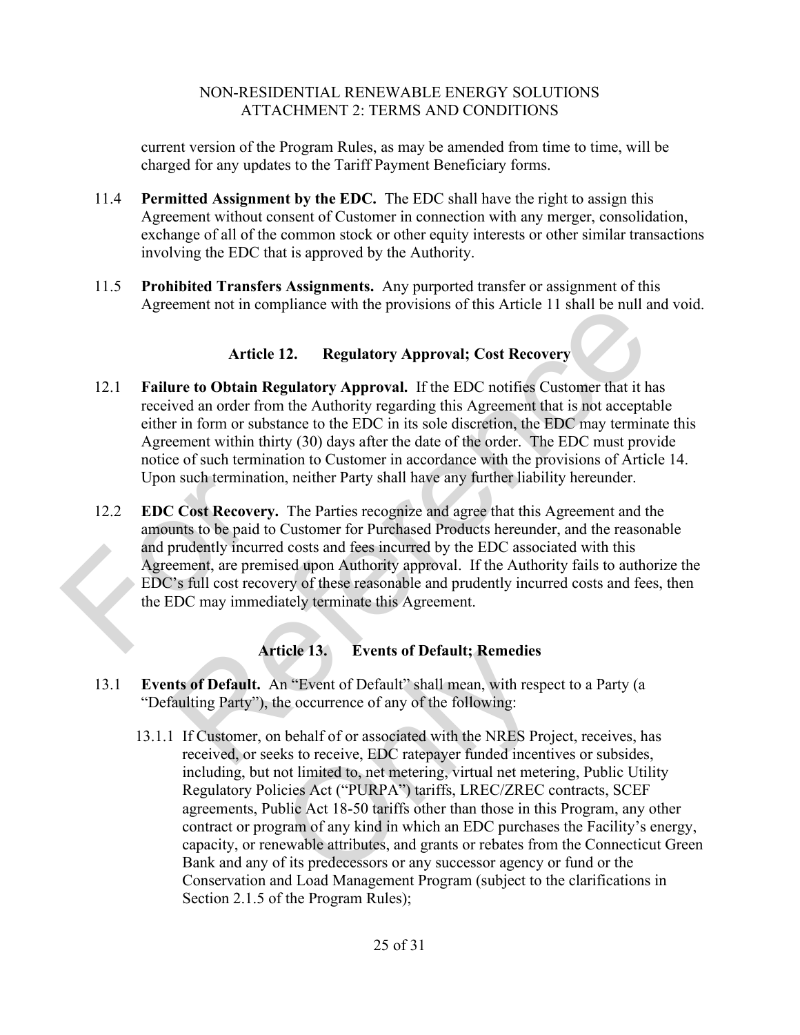current version of the Program Rules, as may be amended from time to time, will be charged for any updates to the Tariff Payment Beneficiary forms.

11.4 **Permitted Assignment by the EDC.** The EDC shall have the right to assign this Agreement without consent of Customer in connection with any merger, consolidation, exchange of all of the common stock or other equity interests or other similar transactions involving the EDC that is approved by the Authority.

11.5 **Prohibited Transfers Assignments.** Any purported transfer or assignment of this Agreement not in compliance with the provisions of this Article 11 shall be null and void.

## Article 12. Regulatory Approval; Cost Recovery

12.1 **Failure to Obtain Regulatory Approval.** If the EDC notifies Customer that it has received an order from the Authority regarding this Agreement that is not acceptable either in form or substance to the EDC in its sole discretion, the EDC may terminate this Agreement within thirty (30) days after the date of the order. The EDC must provide notice of such termination to Customer in accordance with the provisions of Article 14. Upon such termination, neither Party shall have any further liability hereunder.

12.2 **EDC Cost Recovery.** The Parties recognize and agree that this Agreement and the amounts to be paid to Customer for Purchased Products hereunder, and the reasonable and prudently incurred costs and fees incurred by the EDC associated with this Agreement, are premised upon Authority approval. If the Authority fails to authorize the EDC's full cost recovery of these reasonable and prudently incurred costs and fees, then the EDC may immediately terminate this Agreement.

## Article 13. Events of Default; Remedies

13.1 **Events of Default.** An "Event of Default" shall mean, with respect to a Party (a "Defaulting Party"), the occurrence of any of the following:

13.1.1 If Customer, on behalf of or associated with the NRES Project, receives, has received, or seeks to receive, EDC ratepayer funded incentives or subsides, including, but not limited to, net metering, virtual net metering, Public Utility Regulatory Policies Act ("PURPA") tariffs, LREC/ZREC contracts, SCEF agreements, Public Act 18-50 tariffs other than those in this Program, any other contract or program of any kind in which an EDC purchases the Facility's energy, capacity, or renewable attributes, and grants or rebates from the Connecticut Green Bank and any of its predecessors or any successor agency or fund or the Conservation and Load Management Program (subject to the clarifications in Section 2.1.5 of the Program Rules);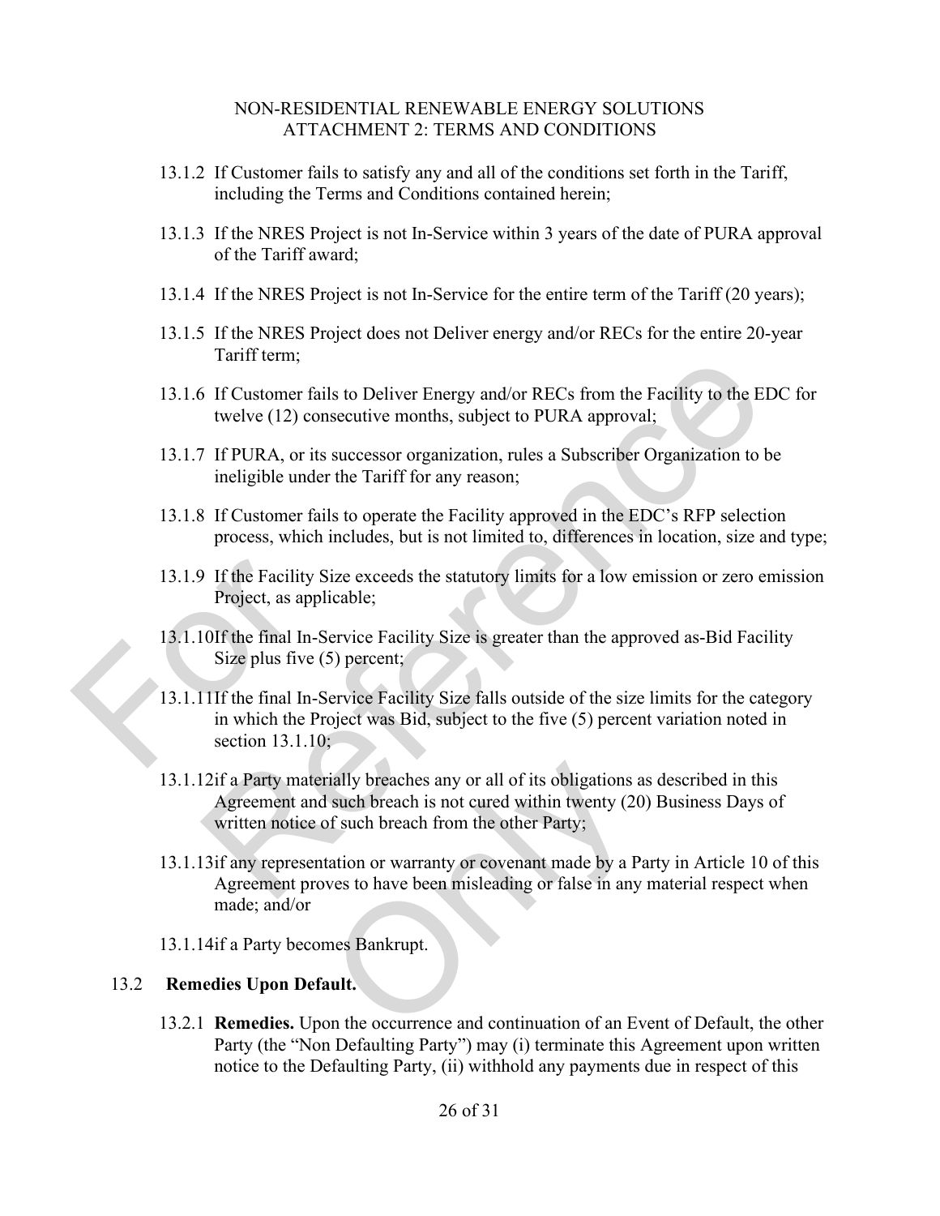- 13.1.2 If Customer fails to satisfy any and all of the conditions set forth in the Tariff, including the Terms and Conditions contained herein;
- 13.1.3 If the NRES Project is not In-Service within 3 years of the date of PURA approval of the Tariff award;
- 13.1.4 If the NRES Project is not In-Service for the entire term of the Tariff (20 years);
- 13.1.5 If the NRES Project does not Deliver energy and/or RECs for the entire 20-year Tariff term;
- 13.1.6 If Customer fails to Deliver Energy and/or RECs from the Facility to the EDC for twelve (12) consecutive months, subject to PURA approval;
- 13.1.7 If PURA, or its successor organization, rules a Subscriber Organization to be ineligible under the Tariff for any reason;
- 13.1.8 If Customer fails to operate the Facility approved in the EDC's RFP selection process, which includes, but is not limited to, differences in location, size and type;
- 13.1.9 If the Facility Size exceeds the statutory limits for a low emission or zero emission Project, as applicable;
- 13.1.10 If the final In-Service Facility Size is greater than the approved as-Bid Facility Size plus five (5) percent;
- 13.1.11 If the final In-Service Facility Size falls outside of the size limits for the category in which the Project was Bid, subject to the five (5) percent variation noted in section 13.1.10;
- 13.1.12 if a Party materially breaches any or all of its obligations as described in this Agreement and such breach is not cured within twenty (20) Business Days of written notice of such breach from the other Party;
- 13.1.13 if any representation or warranty or covenant made by a Party in Article 10 of this Agreement proves to have been misleading or false in any material respect when made; and/or
- 13.1.14 if a Party becomes Bankrupt.

## 13.2 Remedies Upon Default.

13.2.1 **Remedies.** Upon the occurrence and continuation of an Event of Default, the other Party (the "Non Defaulting Party") may (i) terminate this Agreement upon written notice to the Defaulting Party, (ii) withhold any payments due in respect of this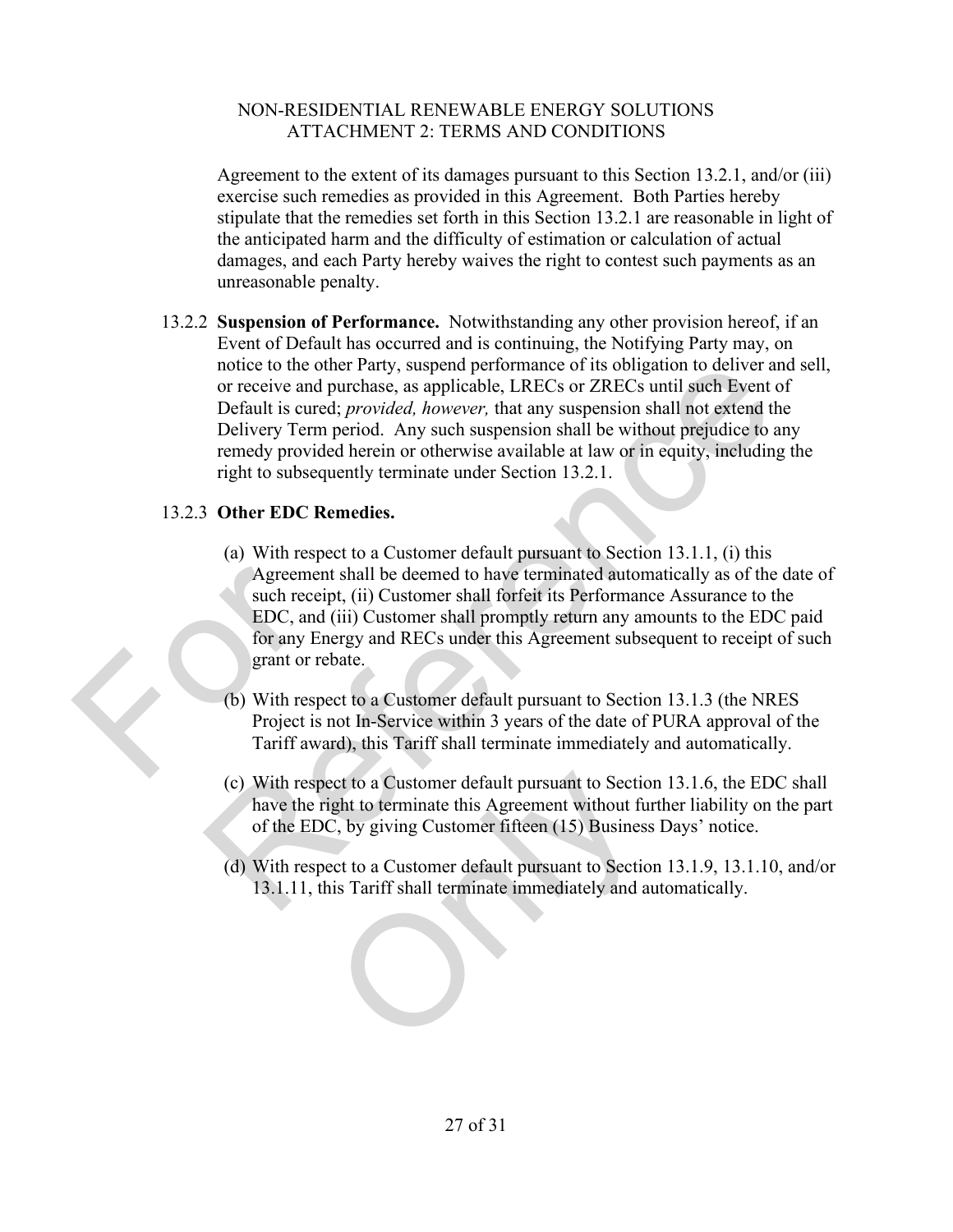Agreement to the extent of its damages pursuant to this Section 13.2.1, and/or (iii) exercise such remedies as provided in this Agreement. Both Parties hereby stipulate that the remedies set forth in this Section 13.2.1 are reasonable in light of the anticipated harm and the difficulty of estimation or calculation of actual damages, and each Party hereby waives the right to contest such payments as an unreasonable penalty.

13.2.2 **Suspension of Performance.** Notwithstanding any other provision hereof, if an Event of Default has occurred and is continuing, the Notifying Party may, on notice to the other Party, suspend performance of its obligation to deliver and sell, or receive and purchase, as applicable, LRECs or ZRECs until such Event of Default is cured; *provided, however,* that any suspension shall not extend the Delivery Term period. Any such suspension shall be without prejudice to any remedy provided herein or otherwise available at law or in equity, including the right to subsequently terminate under Section 13.2.1.

13.2.3 **Other EDC Remedies.**

(a) With respect to a Customer default pursuant to Section 13.1.1, (i) this Agreement shall be deemed to have terminated automatically as of the date of such receipt, (ii) Customer shall forfeit its Performance Assurance to the EDC, and (iii) Customer shall promptly return any amounts to the EDC paid for any Energy and RECs under this Agreement subsequent to receipt of such grant or rebate.

(b) With respect to a Customer default pursuant to Section 13.1.3 (the NRES Project is not In-Service within 3 years of the date of PURA approval of the Tariff award), this Tariff shall terminate immediately and automatically.

(c) With respect to a Customer default pursuant to Section 13.1.6, the EDC shall have the right to terminate this Agreement without further liability on the part of the EDC, by giving Customer fifteen (15) Business Days' notice.

(d) With respect to a Customer default pursuant to Section 13.1.9, 13.1.10, and/or 13.1.11, this Tariff shall terminate immediately and automatically.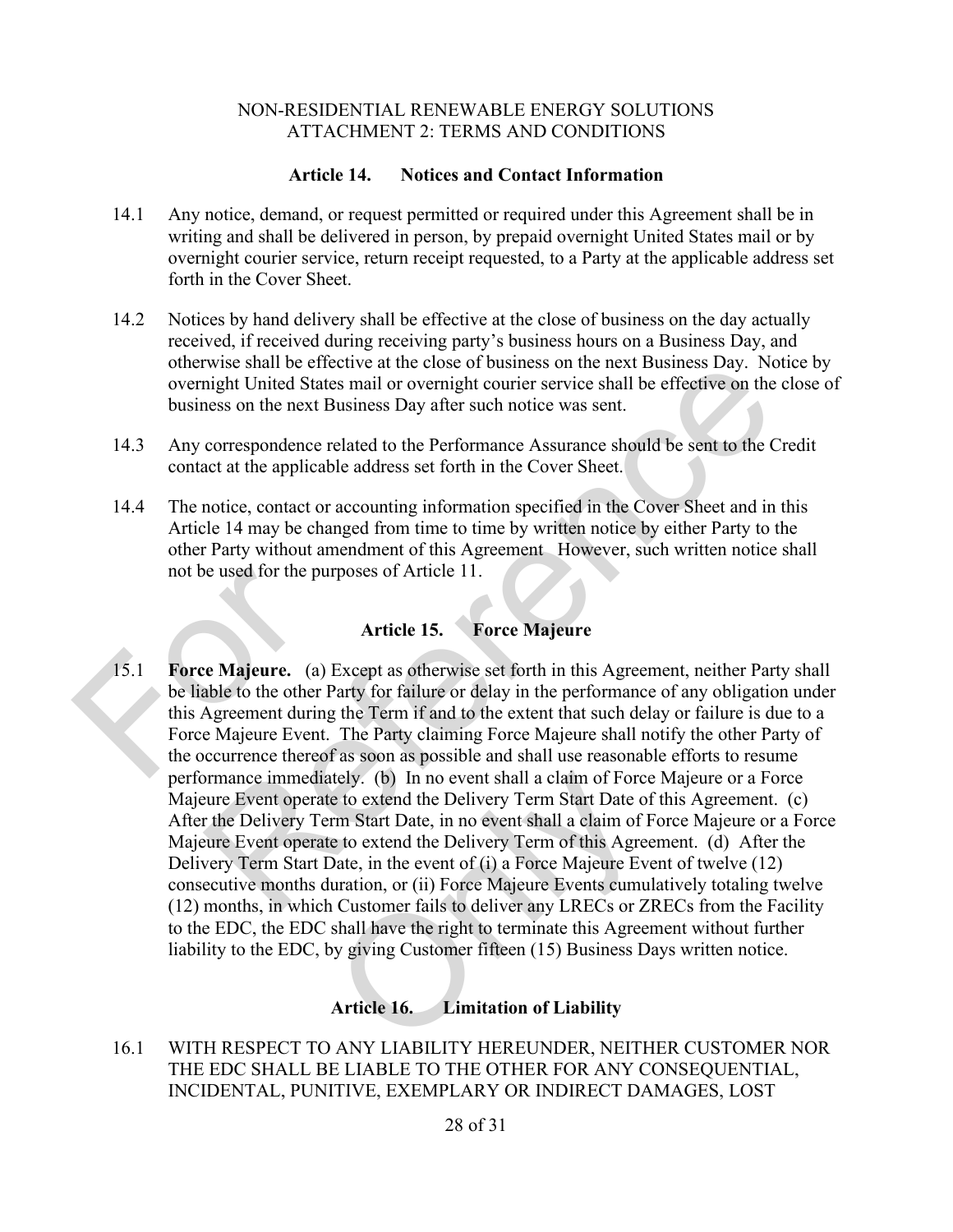NON-RESIDENTIAL RENEWABLE ENERGY SOLUTIONS
ATTACHMENT 2: TERMS AND CONDITIONS

## Article 14. Notices and Contact Information

14.1 Any notice, demand, or request permitted or required under this Agreement shall be in writing and shall be delivered in person, by prepaid overnight United States mail or by overnight courier service, return receipt requested, to a Party at the applicable address set forth in the Cover Sheet.

14.2 Notices by hand delivery shall be effective at the close of business on the day actually received, if received during receiving party's business hours on a Business Day, and otherwise shall be effective at the close of business on the next Business Day. Notice by overnight United States mail or overnight courier service shall be effective on the close of business on the next Business Day after such notice was sent.

14.3 Any correspondence related to the Performance Assurance should be sent to the Credit contact at the applicable address set forth in the Cover Sheet.

14.4 The notice, contact or accounting information specified in the Cover Sheet and in this Article 14 may be changed from time to time by written notice by either Party to the other Party without amendment of this Agreement However, such written notice shall not be used for the purposes of Article 11.

## Article 15. Force Majeure

15.1 **Force Majeure.** (a) Except as otherwise set forth in this Agreement, neither Party shall be liable to the other Party for failure or delay in the performance of any obligation under this Agreement during the Term if and to the extent that such delay or failure is due to a Force Majeure Event. The Party claiming Force Majeure shall notify the other Party of the occurrence thereof as soon as possible and shall use reasonable efforts to resume performance immediately. (b) In no event shall a claim of Force Majeure or a Force Majeure Event operate to extend the Delivery Term Start Date of this Agreement. (c) After the Delivery Term Start Date, in no event shall a claim of Force Majeure or a Force Majeure Event operate to extend the Delivery Term of this Agreement. (d) After the Delivery Term Start Date, in the event of (i) a Force Majeure Event of twelve (12) consecutive months duration, or (ii) Force Majeure Events cumulatively totaling twelve (12) months, in which Customer fails to deliver any LRECs or ZRECs from the Facility to the EDC, the EDC shall have the right to terminate this Agreement without further liability to the EDC, by giving Customer fifteen (15) Business Days written notice.

## Article 16. Limitation of Liability

16.1 WITH RESPECT TO ANY LIABILITY HEREUNDER, NEITHER CUSTOMER NOR THE EDC SHALL BE LIABLE TO THE OTHER FOR ANY CONSEQUENTIAL, INCIDENTAL, PUNITIVE, EXEMPLARY OR INDIRECT DAMAGES, LOST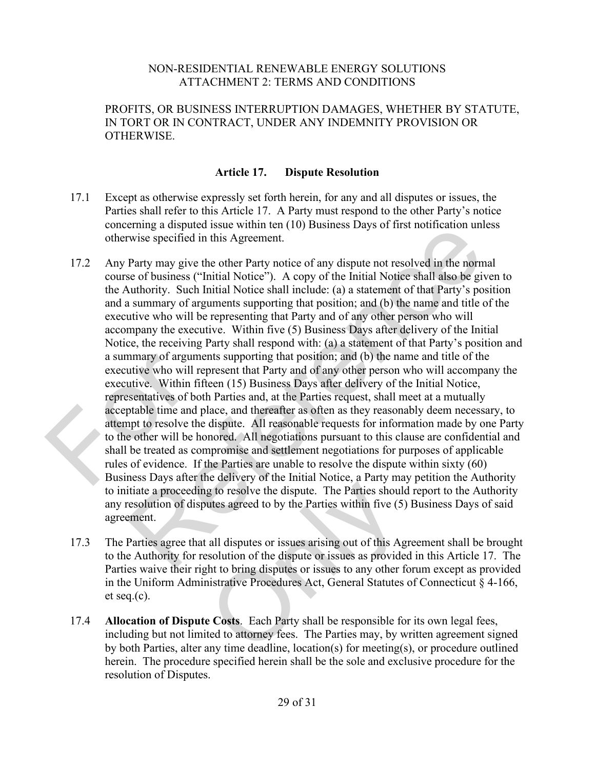PROFITS, OR BUSINESS INTERRUPTION DAMAGES, WHETHER BY STATUTE, IN TORT OR IN CONTRACT, UNDER ANY INDEMNITY PROVISION OR OTHERWISE.

## Article 17. Dispute Resolution

17.1 Except as otherwise expressly set forth herein, for any and all disputes or issues, the Parties shall refer to this Article 17. A Party must respond to the other Party's notice concerning a disputed issue within ten (10) Business Days of first notification unless otherwise specified in this Agreement.

17.2 Any Party may give the other Party notice of any dispute not resolved in the normal course of business ("Initial Notice"). A copy of the Initial Notice shall also be given to the Authority. Such Initial Notice shall include: (a) a statement of that Party's position and a summary of arguments supporting that position; and (b) the name and title of the executive who will be representing that Party and of any other person who will accompany the executive. Within five (5) Business Days after delivery of the Initial Notice, the receiving Party shall respond with: (a) a statement of that Party's position and a summary of arguments supporting that position; and (b) the name and title of the executive who will represent that Party and of any other person who will accompany the executive. Within fifteen (15) Business Days after delivery of the Initial Notice, representatives of both Parties and, at the Parties request, shall meet at a mutually acceptable time and place, and thereafter as often as they reasonably deem necessary, to attempt to resolve the dispute. All reasonable requests for information made by one Party to the other will be honored. All negotiations pursuant to this clause are confidential and shall be treated as compromise and settlement negotiations for purposes of applicable rules of evidence. If the Parties are unable to resolve the dispute within sixty (60) Business Days after the delivery of the Initial Notice, a Party may petition the Authority to initiate a proceeding to resolve the dispute. The Parties should report to the Authority any resolution of disputes agreed to by the Parties within five (5) Business Days of said agreement.

17.3 The Parties agree that all disputes or issues arising out of this Agreement shall be brought to the Authority for resolution of the dispute or issues as provided in this Article 17. The Parties waive their right to bring disputes or issues to any other forum except as provided in the Uniform Administrative Procedures Act, General Statutes of Connecticut § 4-166, et seq.(c).

17.4 **Allocation of Dispute Costs**. Each Party shall be responsible for its own legal fees, including but not limited to attorney fees. The Parties may, by written agreement signed by both Parties, alter any time deadline, location(s) for meeting(s), or procedure outlined herein. The procedure specified herein shall be the sole and exclusive procedure for the resolution of Disputes.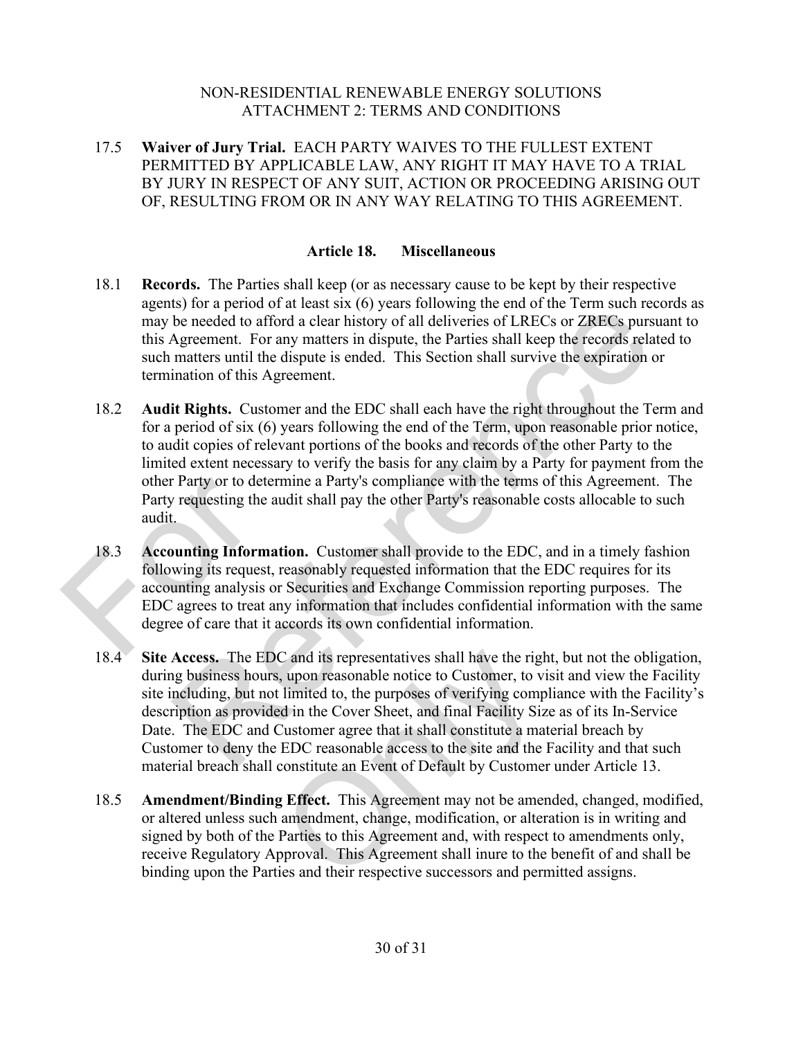17.5 **Waiver of Jury Trial.** EACH PARTY WAIVES TO THE FULLEST EXTENT PERMITTED BY APPLICABLE LAW, ANY RIGHT IT MAY HAVE TO A TRIAL BY JURY IN RESPECT OF ANY SUIT, ACTION OR PROCEEDING ARISING OUT OF, RESULTING FROM OR IN ANY WAY RELATING TO THIS AGREEMENT.

## Article 18. Miscellaneous

18.1 **Records.** The Parties shall keep (or as necessary cause to be kept by their respective agents) for a period of at least six (6) years following the end of the Term such records as may be needed to afford a clear history of all deliveries of LRECs or ZRECs pursuant to this Agreement. For any matters in dispute, the Parties shall keep the records related to such matters until the dispute is ended. This Section shall survive the expiration or termination of this Agreement.

18.2 **Audit Rights.** Customer and the EDC shall each have the right throughout the Term and for a period of six (6) years following the end of the Term, upon reasonable prior notice, to audit copies of relevant portions of the books and records of the other Party to the limited extent necessary to verify the basis for any claim by a Party for payment from the other Party or to determine a Party's compliance with the terms of this Agreement. The Party requesting the audit shall pay the other Party's reasonable costs allocable to such audit.

18.3 **Accounting Information.** Customer shall provide to the EDC, and in a timely fashion following its request, reasonably requested information that the EDC requires for its accounting analysis or Securities and Exchange Commission reporting purposes. The EDC agrees to treat any information that includes confidential information with the same degree of care that it accords its own confidential information.

18.4 **Site Access.** The EDC and its representatives shall have the right, but not the obligation, during business hours, upon reasonable notice to Customer, to visit and view the Facility site including, but not limited to, the purposes of verifying compliance with the Facility's description as provided in the Cover Sheet, and final Facility Size as of its In-Service Date. The EDC and Customer agree that it shall constitute a material breach by Customer to deny the EDC reasonable access to the site and the Facility and that such material breach shall constitute an Event of Default by Customer under Article 13.

18.5 **Amendment/Binding Effect.** This Agreement may not be amended, changed, modified, or altered unless such amendment, change, modification, or alteration is in writing and signed by both of the Parties to this Agreement and, with respect to amendments only, receive Regulatory Approval. This Agreement shall inure to the benefit of and shall be binding upon the Parties and their respective successors and permitted assigns.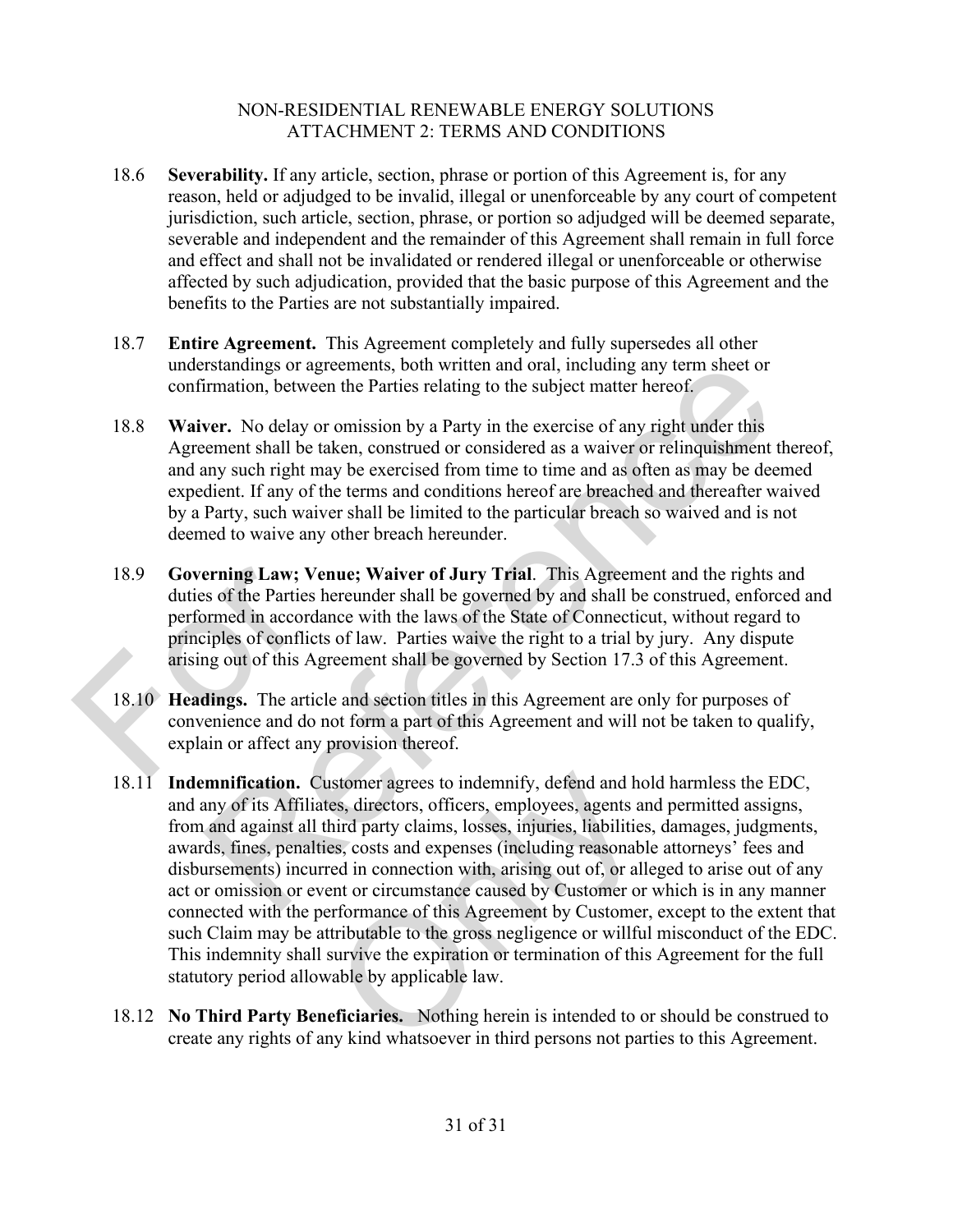18.6 **Severability.** If any article, section, phrase or portion of this Agreement is, for any reason, held or adjudged to be invalid, illegal or unenforceable by any court of competent jurisdiction, such article, section, phrase, or portion so adjudged will be deemed separate, severable and independent and the remainder of this Agreement shall remain in full force and effect and shall not be invalidated or rendered illegal or unenforceable or otherwise affected by such adjudication, provided that the basic purpose of this Agreement and the benefits to the Parties are not substantially impaired.

18.7 **Entire Agreement.** This Agreement completely and fully supersedes all other understandings or agreements, both written and oral, including any term sheet or confirmation, between the Parties relating to the subject matter hereof.

18.8 **Waiver.** No delay or omission by a Party in the exercise of any right under this Agreement shall be taken, construed or considered as a waiver or relinquishment thereof, and any such right may be exercised from time to time and as often as may be deemed expedient. If any of the terms and conditions hereof are breached and thereafter waived by a Party, such waiver shall be limited to the particular breach so waived and is not deemed to waive any other breach hereunder.

18.9 **Governing Law; Venue; Waiver of Jury Trial**. This Agreement and the rights and duties of the Parties hereunder shall be governed by and shall be construed, enforced and performed in accordance with the laws of the State of Connecticut, without regard to principles of conflicts of law. Parties waive the right to a trial by jury. Any dispute arising out of this Agreement shall be governed by Section 17.3 of this Agreement.

18.10 **Headings.** The article and section titles in this Agreement are only for purposes of convenience and do not form a part of this Agreement and will not be taken to qualify, explain or affect any provision thereof.

18.11 **Indemnification.** Customer agrees to indemnify, defend and hold harmless the EDC, and any of its Affiliates, directors, officers, employees, agents and permitted assigns, from and against all third party claims, losses, injuries, liabilities, damages, judgments, awards, fines, penalties, costs and expenses (including reasonable attorneys' fees and disbursements) incurred in connection with, arising out of, or alleged to arise out of any act or omission or event or circumstance caused by Customer or which is in any manner connected with the performance of this Agreement by Customer, except to the extent that such Claim may be attributable to the gross negligence or willful misconduct of the EDC. This indemnity shall survive the expiration or termination of this Agreement for the full statutory period allowable by applicable law.

18.12 **No Third Party Beneficiaries.** Nothing herein is intended to or should be construed to create any rights of any kind whatsoever in third persons not parties to this Agreement.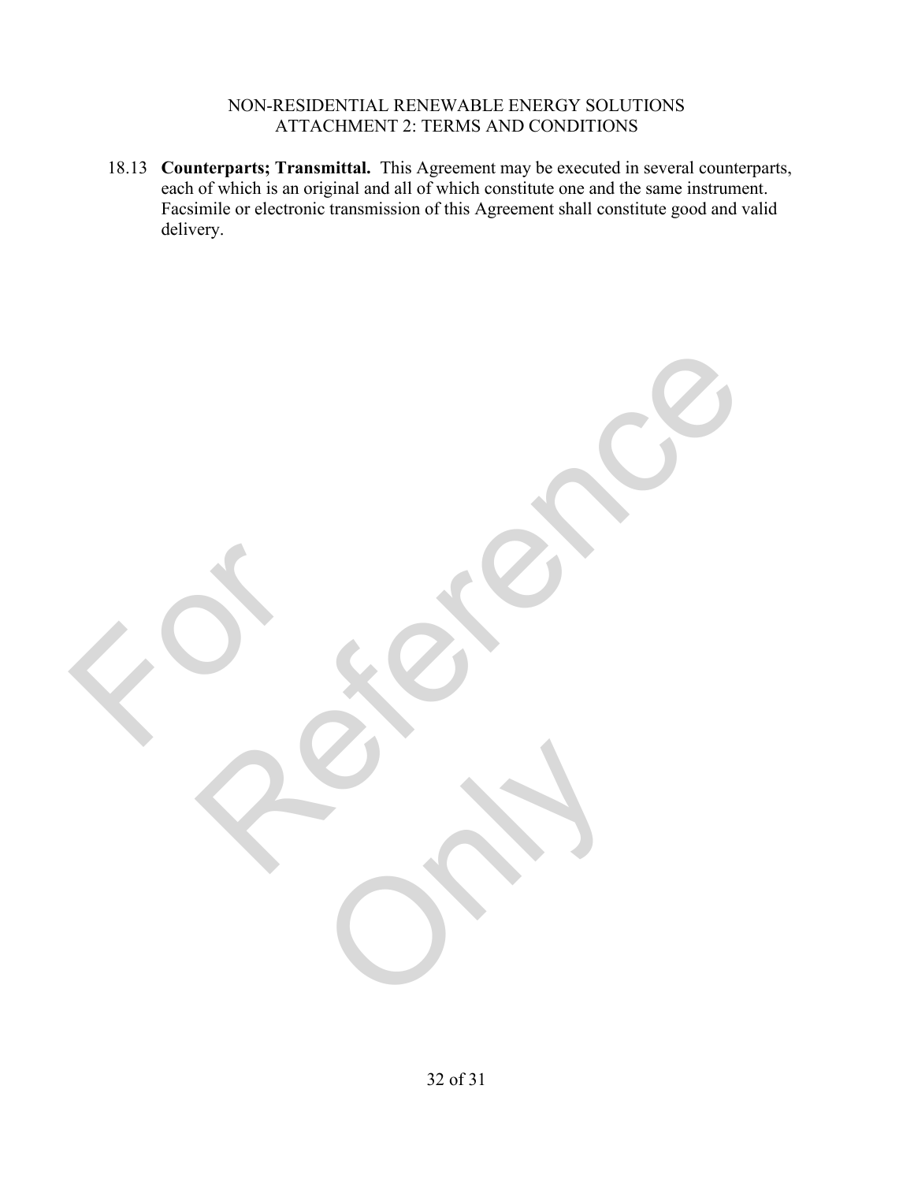18.13 **Counterparts; Transmittal.** This Agreement may be executed in several counterparts, each of which is an original and all of which constitute one and the same instrument. Facsimile or electronic transmission of this Agreement shall constitute good and valid delivery.